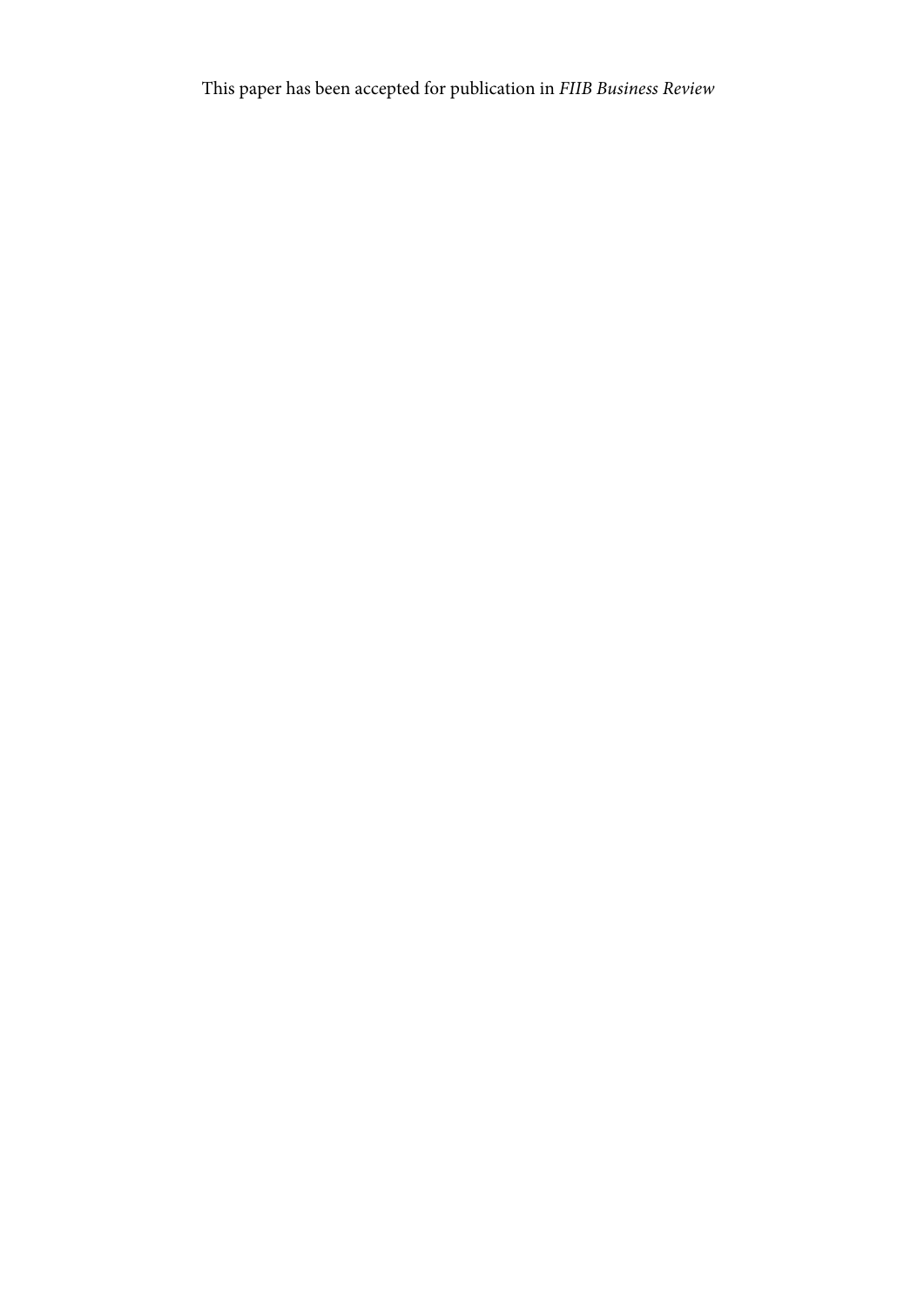This paper has been accepted for publication in *FIIB Business Review*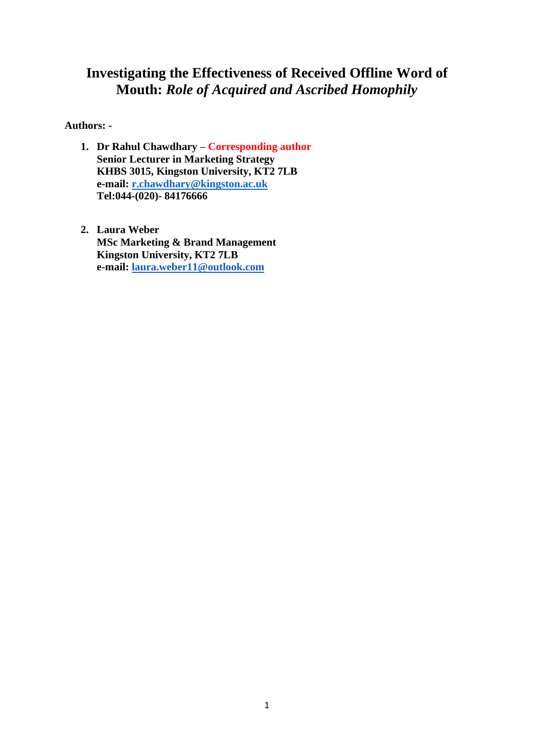# Investigating the Effectiveness of Received Offline Word of Mouth: *Role of Acquired and Ascribed Homophily*

**Authors: -**

1. **Dr Rahul Chawdhary – Corresponding author**
   **Senior Lecturer in Marketing Strategy**
   **KHBS 3015, Kingston University, KT2 7LB**
   **e-mail: r.chawdhary@kingston.ac.uk**
   **Tel:044-(020)- 84176666**

2. **Laura Weber**
   **MSc Marketing & Brand Management**
   **Kingston University, KT2 7LB**
   **e-mail: laura.weber11@outlook.com**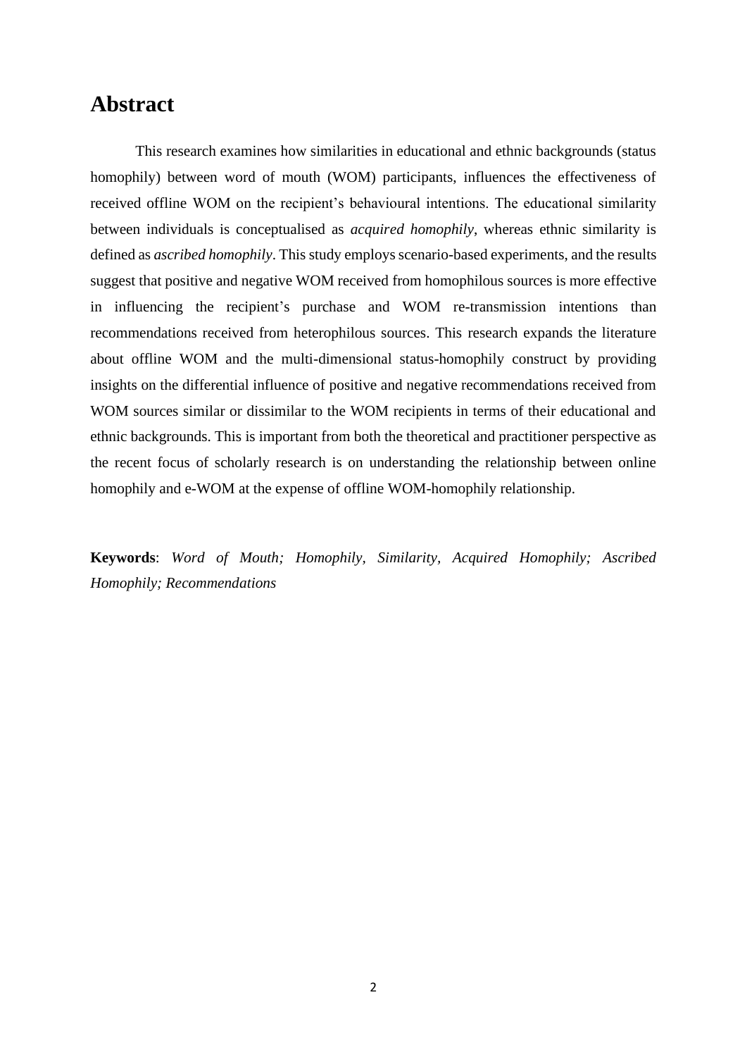# Abstract

This research examines how similarities in educational and ethnic backgrounds (status homophily) between word of mouth (WOM) participants, influences the effectiveness of received offline WOM on the recipient's behavioural intentions. The educational similarity between individuals is conceptualised as *acquired homophily*, whereas ethnic similarity is defined as *ascribed homophily*. This study employs scenario-based experiments, and the results suggest that positive and negative WOM received from homophilous sources is more effective in influencing the recipient's purchase and WOM re-transmission intentions than recommendations received from heterophilous sources. This research expands the literature about offline WOM and the multi-dimensional status-homophily construct by providing insights on the differential influence of positive and negative recommendations received from WOM sources similar or dissimilar to the WOM recipients in terms of their educational and ethnic backgrounds. This is important from both the theoretical and practitioner perspective as the recent focus of scholarly research is on understanding the relationship between online homophily and e-WOM at the expense of offline WOM-homophily relationship.

**Keywords**: *Word of Mouth; Homophily, Similarity, Acquired Homophily; Ascribed Homophily; Recommendations*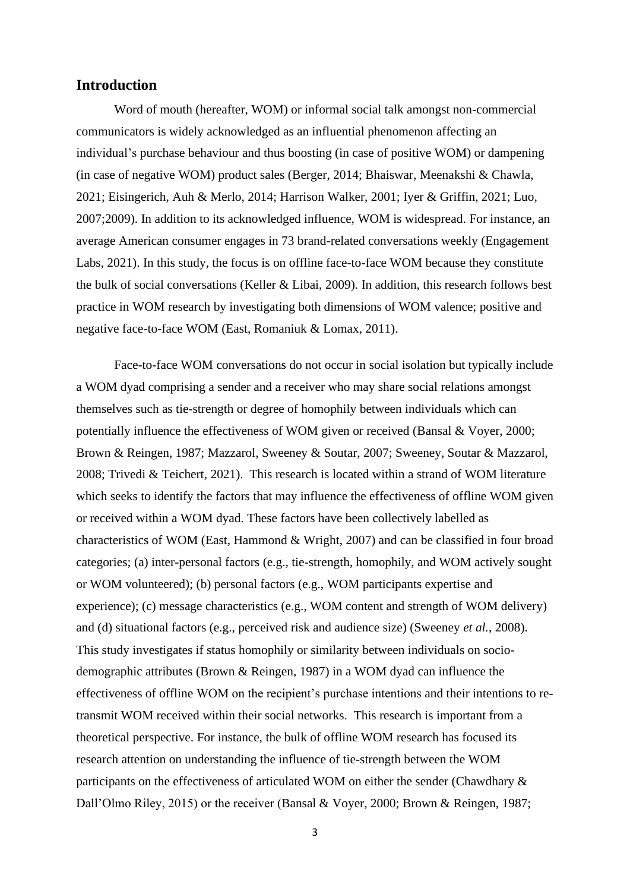## Introduction

Word of mouth (hereafter, WOM) or informal social talk amongst non-commercial communicators is widely acknowledged as an influential phenomenon affecting an individual's purchase behaviour and thus boosting (in case of positive WOM) or dampening (in case of negative WOM) product sales (Berger, 2014; Bhaiswar, Meenakshi & Chawla, 2021; Eisingerich, Auh & Merlo, 2014; Harrison Walker, 2001; Iyer & Griffin, 2021; Luo, 2007;2009). In addition to its acknowledged influence, WOM is widespread. For instance, an average American consumer engages in 73 brand-related conversations weekly (Engagement Labs, 2021). In this study, the focus is on offline face-to-face WOM because they constitute the bulk of social conversations (Keller & Libai, 2009). In addition, this research follows best practice in WOM research by investigating both dimensions of WOM valence; positive and negative face-to-face WOM (East, Romaniuk & Lomax, 2011).

Face-to-face WOM conversations do not occur in social isolation but typically include a WOM dyad comprising a sender and a receiver who may share social relations amongst themselves such as tie-strength or degree of homophily between individuals which can potentially influence the effectiveness of WOM given or received (Bansal & Voyer, 2000; Brown & Reingen, 1987; Mazzarol, Sweeney & Soutar, 2007; Sweeney, Soutar & Mazzarol, 2008; Trivedi & Teichert, 2021). This research is located within a strand of WOM literature which seeks to identify the factors that may influence the effectiveness of offline WOM given or received within a WOM dyad. These factors have been collectively labelled as characteristics of WOM (East, Hammond & Wright, 2007) and can be classified in four broad categories; (a) inter-personal factors (e.g., tie-strength, homophily, and WOM actively sought or WOM volunteered); (b) personal factors (e.g., WOM participants expertise and experience); (c) message characteristics (e.g., WOM content and strength of WOM delivery) and (d) situational factors (e.g., perceived risk and audience size) (Sweeney *et al.*, 2008). This study investigates if status homophily or similarity between individuals on socio-demographic attributes (Brown & Reingen, 1987) in a WOM dyad can influence the effectiveness of offline WOM on the recipient's purchase intentions and their intentions to re-transmit WOM received within their social networks. This research is important from a theoretical perspective. For instance, the bulk of offline WOM research has focused its research attention on understanding the influence of tie-strength between the WOM participants on the effectiveness of articulated WOM on either the sender (Chawdhary & Dall'Olmo Riley, 2015) or the receiver (Bansal & Voyer, 2000; Brown & Reingen, 1987;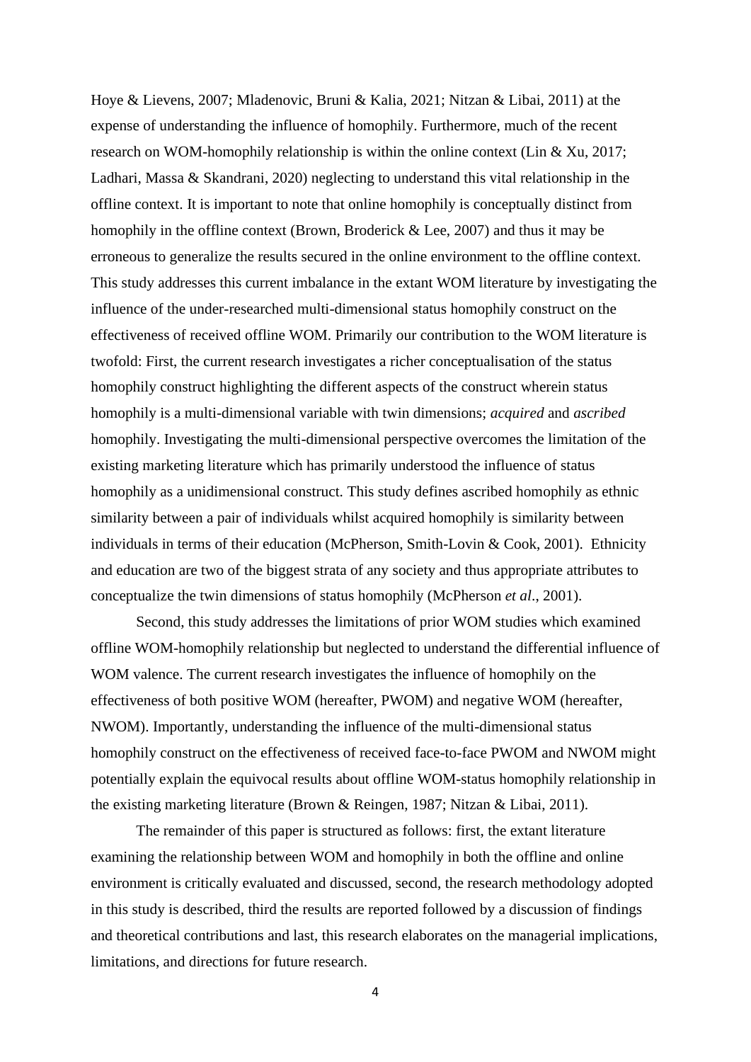Hoye & Lievens, 2007; Mladenovic, Bruni & Kalia, 2021; Nitzan & Libai, 2011) at the expense of understanding the influence of homophily. Furthermore, much of the recent research on WOM-homophily relationship is within the online context (Lin & Xu, 2017; Ladhari, Massa & Skandrani, 2020) neglecting to understand this vital relationship in the offline context. It is important to note that online homophily is conceptually distinct from homophily in the offline context (Brown, Broderick & Lee, 2007) and thus it may be erroneous to generalize the results secured in the online environment to the offline context. This study addresses this current imbalance in the extant WOM literature by investigating the influence of the under-researched multi-dimensional status homophily construct on the effectiveness of received offline WOM. Primarily our contribution to the WOM literature is twofold: First, the current research investigates a richer conceptualisation of the status homophily construct highlighting the different aspects of the construct wherein status homophily is a multi-dimensional variable with twin dimensions; *acquired* and *ascribed* homophily. Investigating the multi-dimensional perspective overcomes the limitation of the existing marketing literature which has primarily understood the influence of status homophily as a unidimensional construct. This study defines ascribed homophily as ethnic similarity between a pair of individuals whilst acquired homophily is similarity between individuals in terms of their education (McPherson, Smith-Lovin & Cook, 2001). Ethnicity and education are two of the biggest strata of any society and thus appropriate attributes to conceptualize the twin dimensions of status homophily (McPherson *et al*., 2001).

Second, this study addresses the limitations of prior WOM studies which examined offline WOM-homophily relationship but neglected to understand the differential influence of WOM valence. The current research investigates the influence of homophily on the effectiveness of both positive WOM (hereafter, PWOM) and negative WOM (hereafter, NWOM). Importantly, understanding the influence of the multi-dimensional status homophily construct on the effectiveness of received face-to-face PWOM and NWOM might potentially explain the equivocal results about offline WOM-status homophily relationship in the existing marketing literature (Brown & Reingen, 1987; Nitzan & Libai, 2011).

The remainder of this paper is structured as follows: first, the extant literature examining the relationship between WOM and homophily in both the offline and online environment is critically evaluated and discussed, second, the research methodology adopted in this study is described, third the results are reported followed by a discussion of findings and theoretical contributions and last, this research elaborates on the managerial implications, limitations, and directions for future research.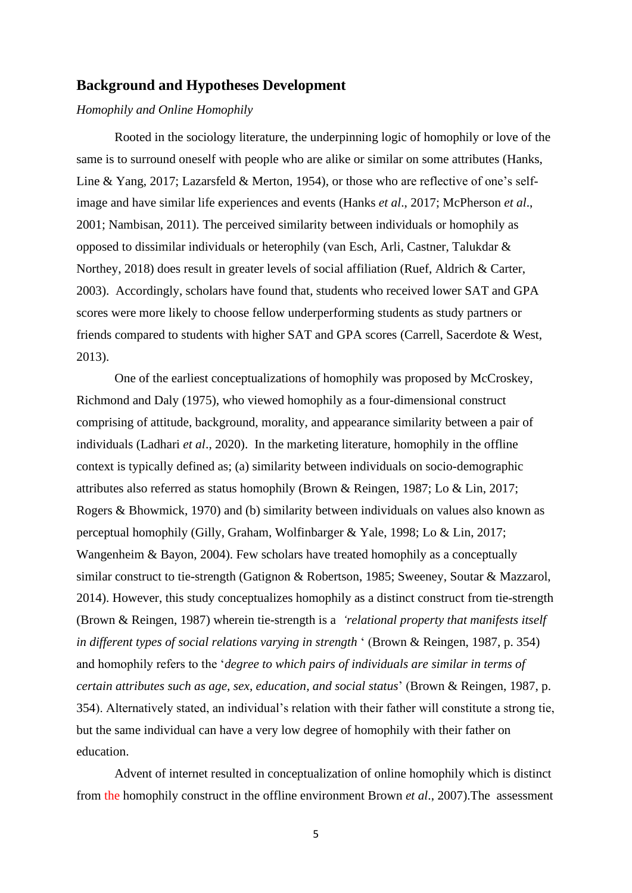## Background and Hypotheses Development

*Homophily and Online Homophily*

Rooted in the sociology literature, the underpinning logic of homophily or love of the same is to surround oneself with people who are alike or similar on some attributes (Hanks, Line & Yang, 2017; Lazarsfeld & Merton, 1954), or those who are reflective of one's self-image and have similar life experiences and events (Hanks *et al*., 2017; McPherson *et al*., 2001; Nambisan, 2011). The perceived similarity between individuals or homophily as opposed to dissimilar individuals or heterophily (van Esch, Arli, Castner, Talukdar & Northey, 2018) does result in greater levels of social affiliation (Ruef, Aldrich & Carter, 2003). Accordingly, scholars have found that, students who received lower SAT and GPA scores were more likely to choose fellow underperforming students as study partners or friends compared to students with higher SAT and GPA scores (Carrell, Sacerdote & West, 2013).

One of the earliest conceptualizations of homophily was proposed by McCroskey, Richmond and Daly (1975), who viewed homophily as a four-dimensional construct comprising of attitude, background, morality, and appearance similarity between a pair of individuals (Ladhari *et al*., 2020). In the marketing literature, homophily in the offline context is typically defined as; (a) similarity between individuals on socio-demographic attributes also referred as status homophily (Brown & Reingen, 1987; Lo & Lin, 2017; Rogers & Bhowmick, 1970) and (b) similarity between individuals on values also known as perceptual homophily (Gilly, Graham, Wolfinbarger & Yale, 1998; Lo & Lin, 2017; Wangenheim & Bayon, 2004). Few scholars have treated homophily as a conceptually similar construct to tie-strength (Gatignon & Robertson, 1985; Sweeney, Soutar & Mazzarol, 2014). However, this study conceptualizes homophily as a distinct construct from tie-strength (Brown & Reingen, 1987) wherein tie-strength is a *'relational property that manifests itself in different types of social relations varying in strength* ' (Brown & Reingen, 1987, p. 354) and homophily refers to the '*degree to which pairs of individuals are similar in terms of certain attributes such as age, sex, education, and social status*' (Brown & Reingen, 1987, p. 354). Alternatively stated, an individual's relation with their father will constitute a strong tie, but the same individual can have a very low degree of homophily with their father on education.

Advent of internet resulted in conceptualization of online homophily which is distinct from the homophily construct in the offline environment Brown *et al*., 2007).The assessment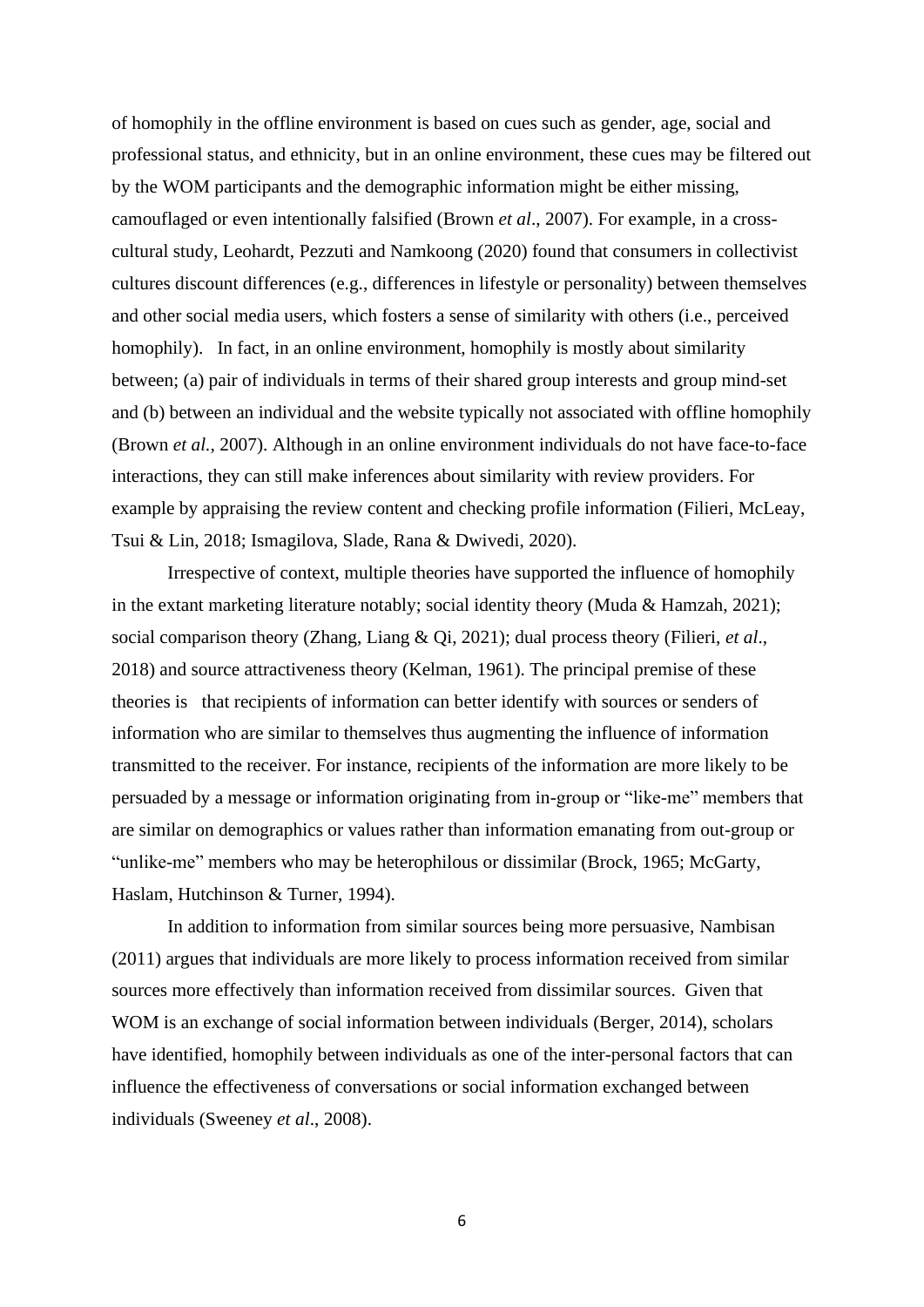of homophily in the offline environment is based on cues such as gender, age, social and professional status, and ethnicity, but in an online environment, these cues may be filtered out by the WOM participants and the demographic information might be either missing, camouflaged or even intentionally falsified (Brown *et al*., 2007). For example, in a cross-cultural study, Leohardt, Pezzuti and Namkoong (2020) found that consumers in collectivist cultures discount differences (e.g., differences in lifestyle or personality) between themselves and other social media users, which fosters a sense of similarity with others (i.e., perceived homophily). In fact, in an online environment, homophily is mostly about similarity between; (a) pair of individuals in terms of their shared group interests and group mind-set and (b) between an individual and the website typically not associated with offline homophily (Brown *et al.,* 2007). Although in an online environment individuals do not have face-to-face interactions, they can still make inferences about similarity with review providers. For example by appraising the review content and checking profile information (Filieri, McLeay, Tsui & Lin, 2018; Ismagilova, Slade, Rana & Dwivedi, 2020).

Irrespective of context, multiple theories have supported the influence of homophily in the extant marketing literature notably; social identity theory (Muda & Hamzah, 2021); social comparison theory (Zhang, Liang & Qi, 2021); dual process theory (Filieri, *et al*., 2018) and source attractiveness theory (Kelman, 1961). The principal premise of these theories is that recipients of information can better identify with sources or senders of information who are similar to themselves thus augmenting the influence of information transmitted to the receiver. For instance, recipients of the information are more likely to be persuaded by a message or information originating from in-group or "like-me" members that are similar on demographics or values rather than information emanating from out-group or "unlike-me" members who may be heterophilous or dissimilar (Brock, 1965; McGarty, Haslam, Hutchinson & Turner, 1994).

In addition to information from similar sources being more persuasive, Nambisan (2011) argues that individuals are more likely to process information received from similar sources more effectively than information received from dissimilar sources. Given that WOM is an exchange of social information between individuals (Berger, 2014), scholars have identified, homophily between individuals as one of the inter-personal factors that can influence the effectiveness of conversations or social information exchanged between individuals (Sweeney *et al*., 2008).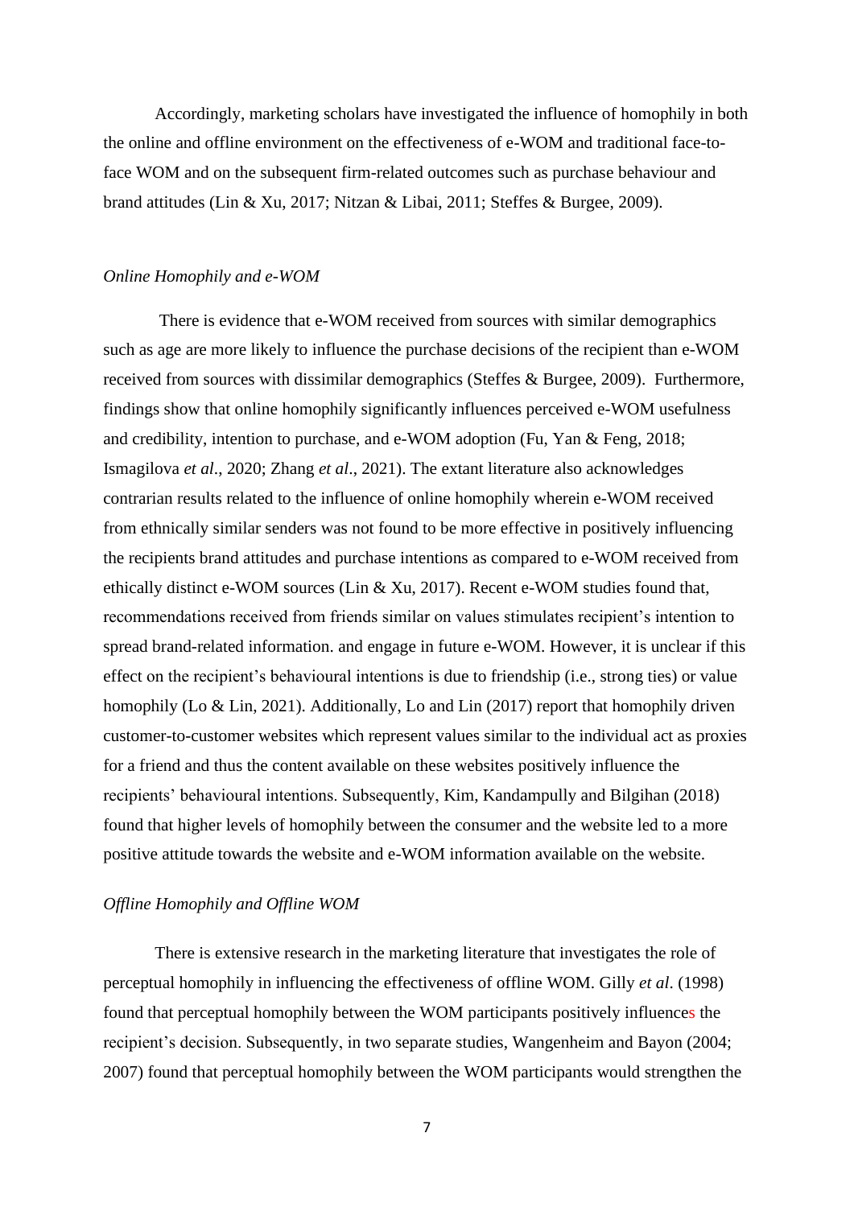Accordingly, marketing scholars have investigated the influence of homophily in both the online and offline environment on the effectiveness of e-WOM and traditional face-to-face WOM and on the subsequent firm-related outcomes such as purchase behaviour and brand attitudes (Lin & Xu, 2017; Nitzan & Libai, 2011; Steffes & Burgee, 2009).

*Online Homophily and e-WOM*

There is evidence that e-WOM received from sources with similar demographics such as age are more likely to influence the purchase decisions of the recipient than e-WOM received from sources with dissimilar demographics (Steffes & Burgee, 2009). Furthermore, findings show that online homophily significantly influences perceived e-WOM usefulness and credibility, intention to purchase, and e-WOM adoption (Fu, Yan & Feng, 2018; Ismagilova *et al*., 2020; Zhang *et al*., 2021). The extant literature also acknowledges contrarian results related to the influence of online homophily wherein e-WOM received from ethnically similar senders was not found to be more effective in positively influencing the recipients brand attitudes and purchase intentions as compared to e-WOM received from ethically distinct e-WOM sources (Lin & Xu, 2017). Recent e-WOM studies found that, recommendations received from friends similar on values stimulates recipient's intention to spread brand-related information. and engage in future e-WOM. However, it is unclear if this effect on the recipient's behavioural intentions is due to friendship (i.e., strong ties) or value homophily (Lo & Lin, 2021). Additionally, Lo and Lin (2017) report that homophily driven customer-to-customer websites which represent values similar to the individual act as proxies for a friend and thus the content available on these websites positively influence the recipients' behavioural intentions. Subsequently, Kim, Kandampully and Bilgihan (2018) found that higher levels of homophily between the consumer and the website led to a more positive attitude towards the website and e-WOM information available on the website.

*Offline Homophily and Offline WOM*

There is extensive research in the marketing literature that investigates the role of perceptual homophily in influencing the effectiveness of offline WOM. Gilly *et al*. (1998) found that perceptual homophily between the WOM participants positively influences the recipient's decision. Subsequently, in two separate studies, Wangenheim and Bayon (2004; 2007) found that perceptual homophily between the WOM participants would strengthen the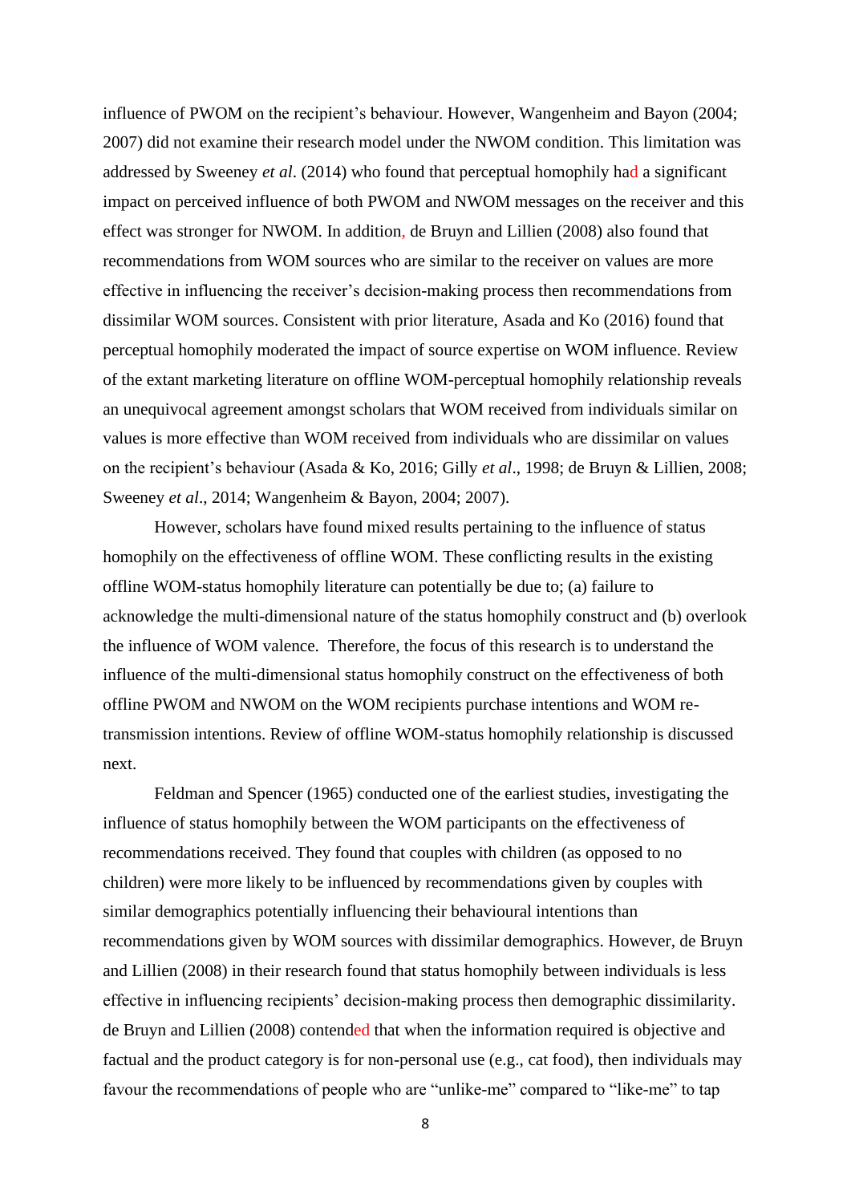influence of PWOM on the recipient's behaviour. However, Wangenheim and Bayon (2004; 2007) did not examine their research model under the NWOM condition. This limitation was addressed by Sweeney *et al*. (2014) who found that perceptual homophily had a significant impact on perceived influence of both PWOM and NWOM messages on the receiver and this effect was stronger for NWOM. In addition, de Bruyn and Lillien (2008) also found that recommendations from WOM sources who are similar to the receiver on values are more effective in influencing the receiver's decision-making process then recommendations from dissimilar WOM sources. Consistent with prior literature, Asada and Ko (2016) found that perceptual homophily moderated the impact of source expertise on WOM influence. Review of the extant marketing literature on offline WOM-perceptual homophily relationship reveals an unequivocal agreement amongst scholars that WOM received from individuals similar on values is more effective than WOM received from individuals who are dissimilar on values on the recipient's behaviour (Asada & Ko, 2016; Gilly *et al*., 1998; de Bruyn & Lillien, 2008; Sweeney *et al*., 2014; Wangenheim & Bayon, 2004; 2007).

However, scholars have found mixed results pertaining to the influence of status homophily on the effectiveness of offline WOM. These conflicting results in the existing offline WOM-status homophily literature can potentially be due to; (a) failure to acknowledge the multi-dimensional nature of the status homophily construct and (b) overlook the influence of WOM valence. Therefore, the focus of this research is to understand the influence of the multi-dimensional status homophily construct on the effectiveness of both offline PWOM and NWOM on the WOM recipients purchase intentions and WOM re-transmission intentions. Review of offline WOM-status homophily relationship is discussed next.

Feldman and Spencer (1965) conducted one of the earliest studies, investigating the influence of status homophily between the WOM participants on the effectiveness of recommendations received. They found that couples with children (as opposed to no children) were more likely to be influenced by recommendations given by couples with similar demographics potentially influencing their behavioural intentions than recommendations given by WOM sources with dissimilar demographics. However, de Bruyn and Lillien (2008) in their research found that status homophily between individuals is less effective in influencing recipients' decision-making process then demographic dissimilarity. de Bruyn and Lillien (2008) contended that when the information required is objective and factual and the product category is for non-personal use (e.g., cat food), then individuals may favour the recommendations of people who are "unlike-me" compared to "like-me" to tap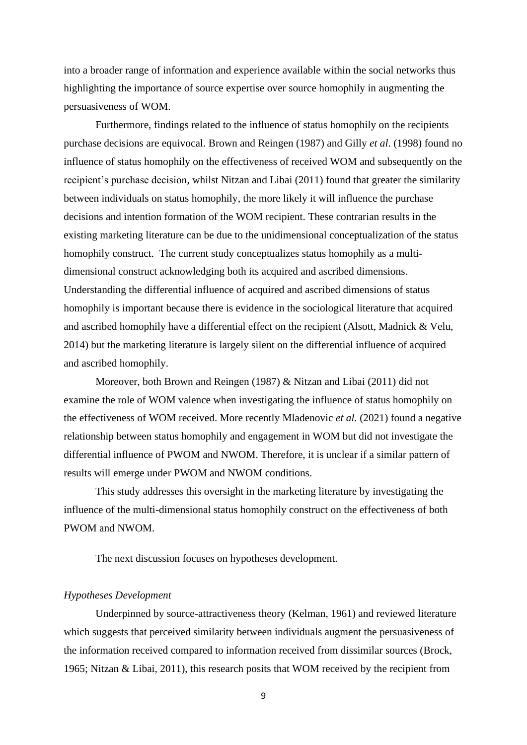into a broader range of information and experience available within the social networks thus highlighting the importance of source expertise over source homophily in augmenting the persuasiveness of WOM.

Furthermore, findings related to the influence of status homophily on the recipients purchase decisions are equivocal. Brown and Reingen (1987) and Gilly *et al*. (1998) found no influence of status homophily on the effectiveness of received WOM and subsequently on the recipient's purchase decision, whilst Nitzan and Libai (2011) found that greater the similarity between individuals on status homophily, the more likely it will influence the purchase decisions and intention formation of the WOM recipient. These contrarian results in the existing marketing literature can be due to the unidimensional conceptualization of the status homophily construct. The current study conceptualizes status homophily as a multi-dimensional construct acknowledging both its acquired and ascribed dimensions. Understanding the differential influence of acquired and ascribed dimensions of status homophily is important because there is evidence in the sociological literature that acquired and ascribed homophily have a differential effect on the recipient (Alsott, Madnick & Velu, 2014) but the marketing literature is largely silent on the differential influence of acquired and ascribed homophily.

Moreover, both Brown and Reingen (1987) & Nitzan and Libai (2011) did not examine the role of WOM valence when investigating the influence of status homophily on the effectiveness of WOM received. More recently Mladenovic *et al.* (2021) found a negative relationship between status homophily and engagement in WOM but did not investigate the differential influence of PWOM and NWOM. Therefore, it is unclear if a similar pattern of results will emerge under PWOM and NWOM conditions.

This study addresses this oversight in the marketing literature by investigating the influence of the multi-dimensional status homophily construct on the effectiveness of both PWOM and NWOM.

The next discussion focuses on hypotheses development.

*Hypotheses Development*

Underpinned by source-attractiveness theory (Kelman, 1961) and reviewed literature which suggests that perceived similarity between individuals augment the persuasiveness of the information received compared to information received from dissimilar sources (Brock, 1965; Nitzan & Libai, 2011), this research posits that WOM received by the recipient from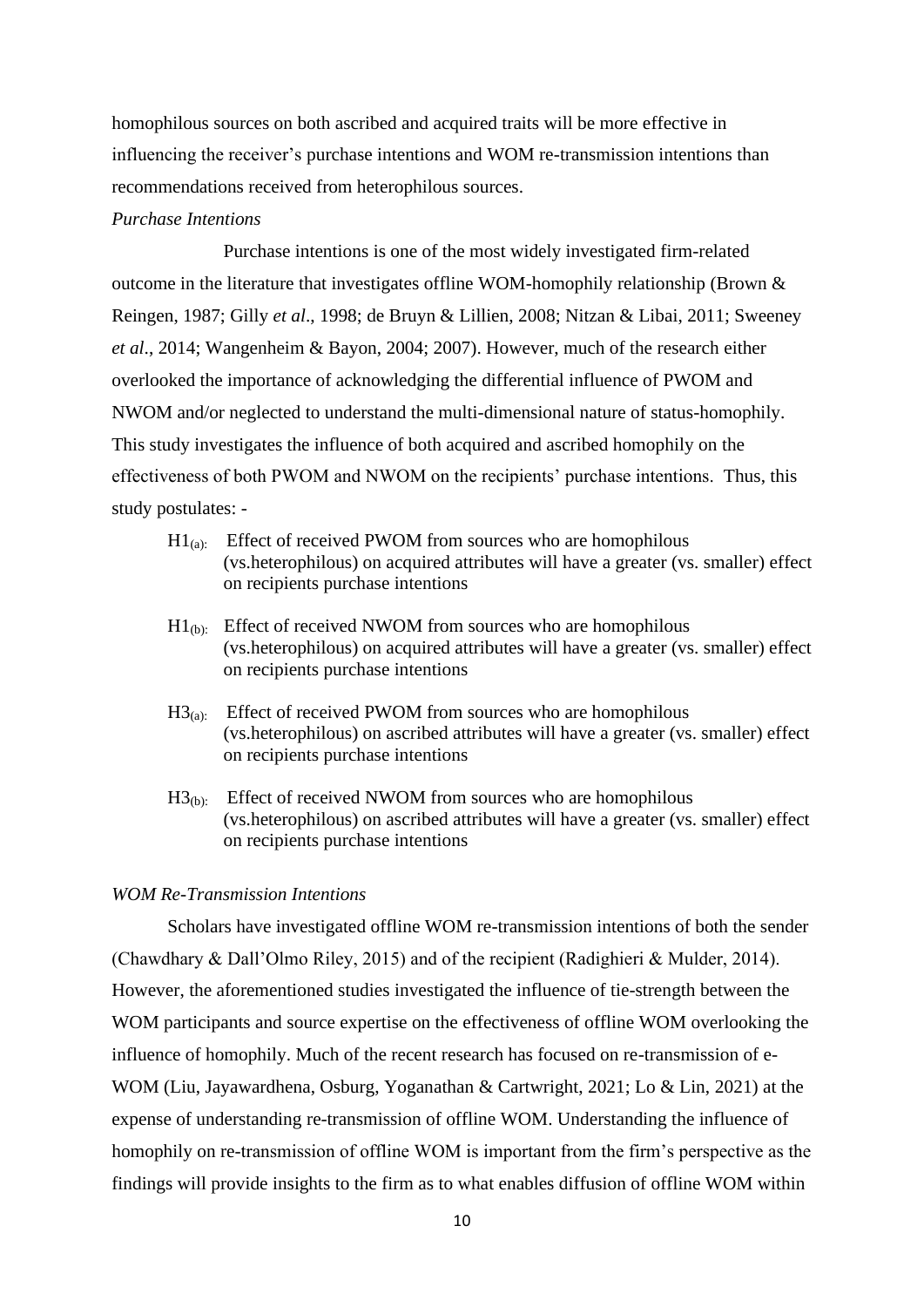homophilous sources on both ascribed and acquired traits will be more effective in influencing the receiver's purchase intentions and WOM re-transmission intentions than recommendations received from heterophilous sources.

*Purchase Intentions*

Purchase intentions is one of the most widely investigated firm-related outcome in the literature that investigates offline WOM-homophily relationship (Brown & Reingen, 1987; Gilly *et al*., 1998; de Bruyn & Lillien, 2008; Nitzan & Libai, 2011; Sweeney *et al*., 2014; Wangenheim & Bayon, 2004; 2007). However, much of the research either overlooked the importance of acknowledging the differential influence of PWOM and NWOM and/or neglected to understand the multi-dimensional nature of status-homophily. This study investigates the influence of both acquired and ascribed homophily on the effectiveness of both PWOM and NWOM on the recipients' purchase intentions. Thus, this study postulates: -

- $H1_{(a)}$: Effect of received PWOM from sources who are homophilous (vs.heterophilous) on acquired attributes will have a greater (vs. smaller) effect on recipients purchase intentions
- $H1_{(b)}$: Effect of received NWOM from sources who are homophilous (vs.heterophilous) on acquired attributes will have a greater (vs. smaller) effect on recipients purchase intentions
- $H3_{(a)}$: Effect of received PWOM from sources who are homophilous (vs.heterophilous) on ascribed attributes will have a greater (vs. smaller) effect on recipients purchase intentions
- $H3_{(b)}$: Effect of received NWOM from sources who are homophilous (vs.heterophilous) on ascribed attributes will have a greater (vs. smaller) effect on recipients purchase intentions

*WOM Re-Transmission Intentions*

Scholars have investigated offline WOM re-transmission intentions of both the sender (Chawdhary & Dall'Olmo Riley, 2015) and of the recipient (Radighieri & Mulder, 2014). However, the aforementioned studies investigated the influence of tie-strength between the WOM participants and source expertise on the effectiveness of offline WOM overlooking the influence of homophily. Much of the recent research has focused on re-transmission of e-WOM (Liu, Jayawardhena, Osburg, Yoganathan & Cartwright, 2021; Lo & Lin, 2021) at the expense of understanding re-transmission of offline WOM. Understanding the influence of homophily on re-transmission of offline WOM is important from the firm's perspective as the findings will provide insights to the firm as to what enables diffusion of offline WOM within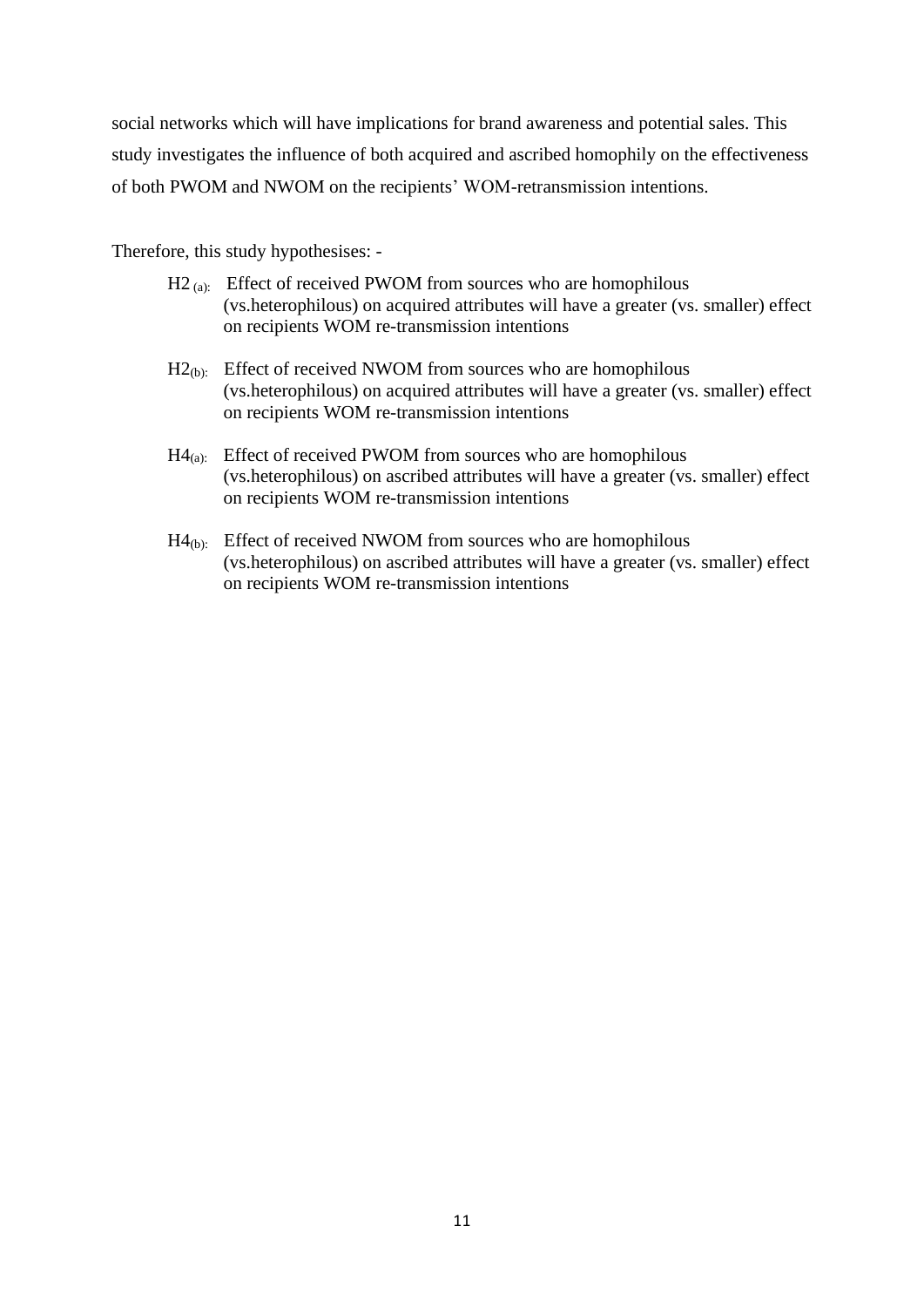social networks which will have implications for brand awareness and potential sales. This study investigates the influence of both acquired and ascribed homophily on the effectiveness of both PWOM and NWOM on the recipients' WOM-retransmission intentions.

Therefore, this study hypothesises: -

- $H2_{(a):}$ Effect of received PWOM from sources who are homophilous (vs.heterophilous) on acquired attributes will have a greater (vs. smaller) effect on recipients WOM re-transmission intentions

- $H2_{(b):}$ Effect of received NWOM from sources who are homophilous (vs.heterophilous) on acquired attributes will have a greater (vs. smaller) effect on recipients WOM re-transmission intentions

- $H4_{(a):}$ Effect of received PWOM from sources who are homophilous (vs.heterophilous) on ascribed attributes will have a greater (vs. smaller) effect on recipients WOM re-transmission intentions

- $H4_{(b):}$ Effect of received NWOM from sources who are homophilous (vs.heterophilous) on ascribed attributes will have a greater (vs. smaller) effect on recipients WOM re-transmission intentions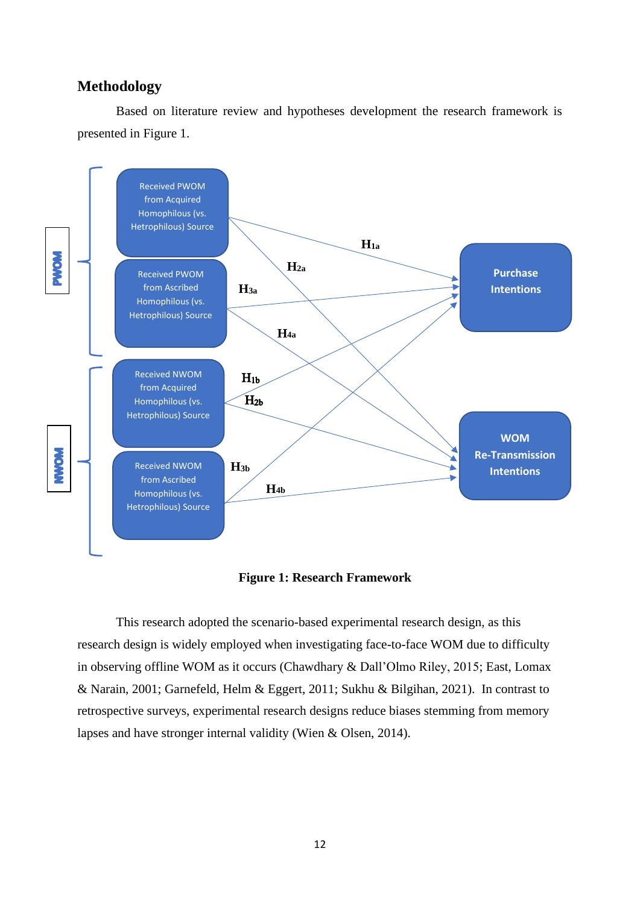## Methodology

Based on literature review and hypotheses development the research framework is presented in Figure 1.

**Figure 1: Research Framework**

This research adopted the scenario-based experimental research design, as this research design is widely employed when investigating face-to-face WOM due to difficulty in observing offline WOM as it occurs (Chawdhary & Dall'Olmo Riley, 2015; East, Lomax & Narain, 2001; Garnefeld, Helm & Eggert, 2011; Sukhu & Bilgihan, 2021). In contrast to retrospective surveys, experimental research designs reduce biases stemming from memory lapses and have stronger internal validity (Wien & Olsen, 2014).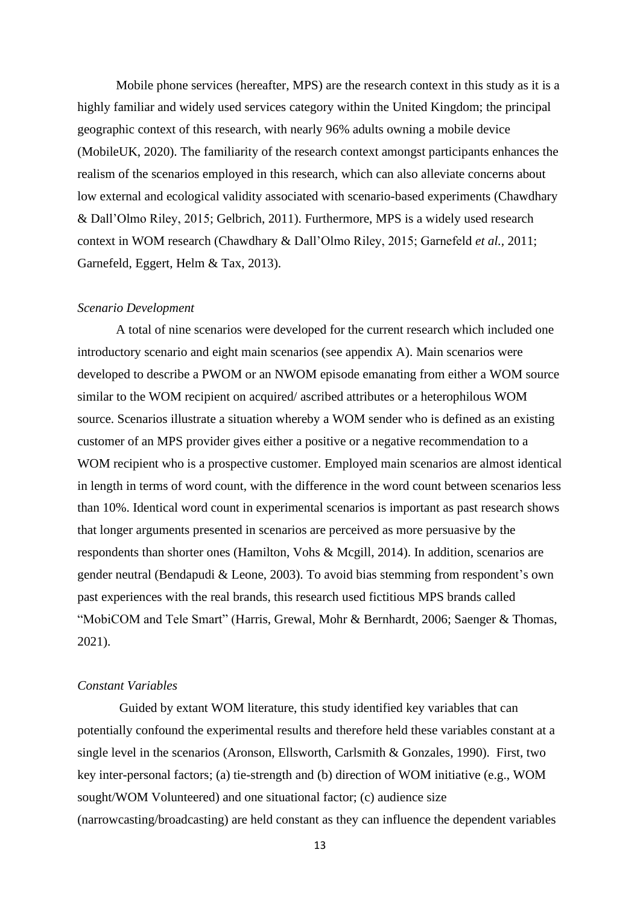Mobile phone services (hereafter, MPS) are the research context in this study as it is a highly familiar and widely used services category within the United Kingdom; the principal geographic context of this research, with nearly 96% adults owning a mobile device (MobileUK, 2020). The familiarity of the research context amongst participants enhances the realism of the scenarios employed in this research, which can also alleviate concerns about low external and ecological validity associated with scenario-based experiments (Chawdhary & Dall'Olmo Riley, 2015; Gelbrich, 2011). Furthermore, MPS is a widely used research context in WOM research (Chawdhary & Dall'Olmo Riley, 2015; Garnefeld *et al.*, 2011; Garnefeld, Eggert, Helm & Tax, 2013).

*Scenario Development*

A total of nine scenarios were developed for the current research which included one introductory scenario and eight main scenarios (see appendix A). Main scenarios were developed to describe a PWOM or an NWOM episode emanating from either a WOM source similar to the WOM recipient on acquired/ ascribed attributes or a heterophilous WOM source. Scenarios illustrate a situation whereby a WOM sender who is defined as an existing customer of an MPS provider gives either a positive or a negative recommendation to a WOM recipient who is a prospective customer. Employed main scenarios are almost identical in length in terms of word count, with the difference in the word count between scenarios less than 10%. Identical word count in experimental scenarios is important as past research shows that longer arguments presented in scenarios are perceived as more persuasive by the respondents than shorter ones (Hamilton, Vohs & Mcgill, 2014). In addition, scenarios are gender neutral (Bendapudi & Leone, 2003). To avoid bias stemming from respondent's own past experiences with the real brands, this research used fictitious MPS brands called "MobiCOM and Tele Smart" (Harris, Grewal, Mohr & Bernhardt, 2006; Saenger & Thomas, 2021).

*Constant Variables*

Guided by extant WOM literature, this study identified key variables that can potentially confound the experimental results and therefore held these variables constant at a single level in the scenarios (Aronson, Ellsworth, Carlsmith & Gonzales, 1990). First, two key inter-personal factors; (a) tie-strength and (b) direction of WOM initiative (e.g., WOM sought/WOM Volunteered) and one situational factor; (c) audience size (narrowcasting/broadcasting) are held constant as they can influence the dependent variables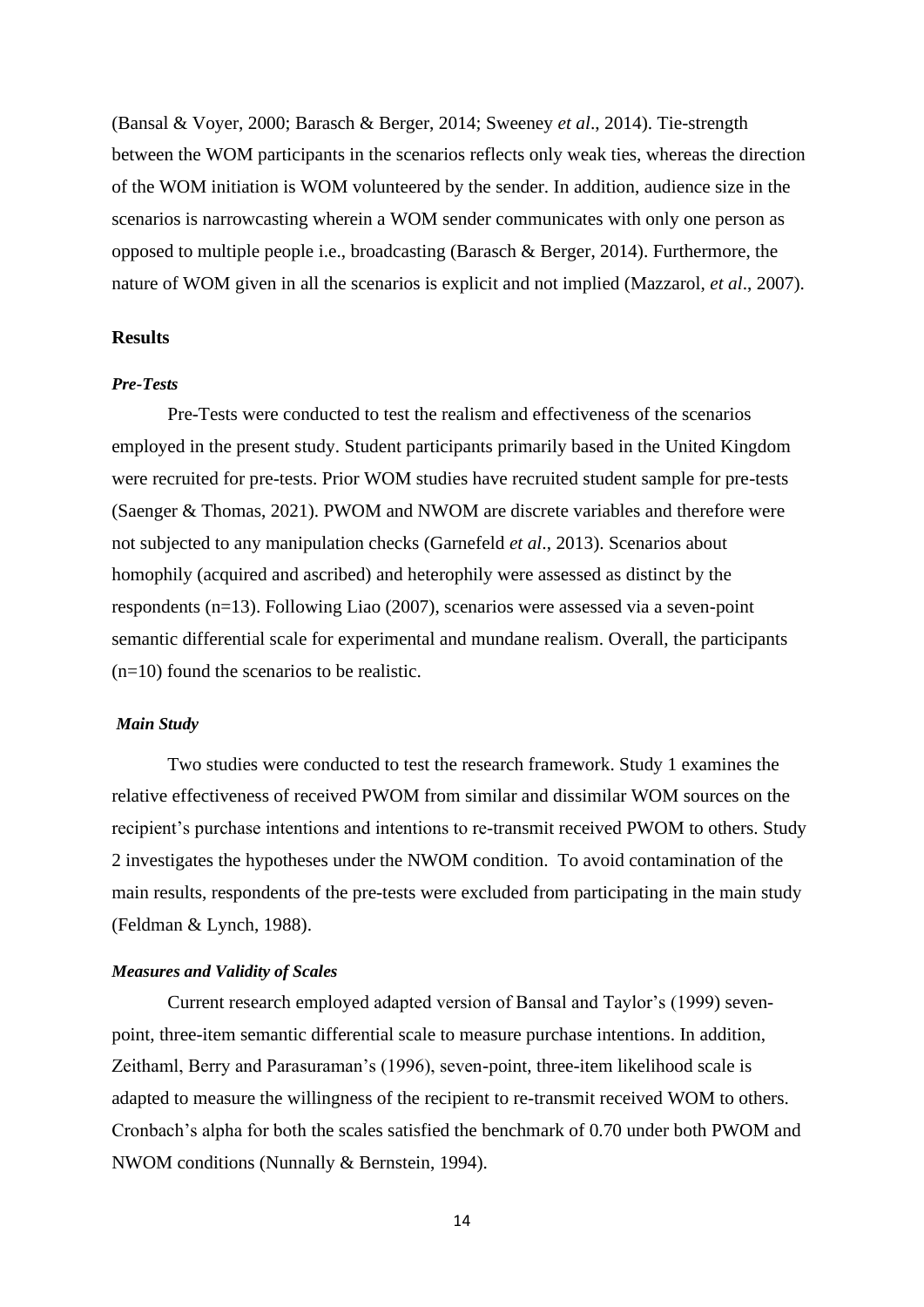(Bansal & Voyer, 2000; Barasch & Berger, 2014; Sweeney *et al*., 2014). Tie-strength between the WOM participants in the scenarios reflects only weak ties, whereas the direction of the WOM initiation is WOM volunteered by the sender. In addition, audience size in the scenarios is narrowcasting wherein a WOM sender communicates with only one person as opposed to multiple people i.e., broadcasting (Barasch & Berger, 2014). Furthermore, the nature of WOM given in all the scenarios is explicit and not implied (Mazzarol, *et al*., 2007).

## Results

### *Pre-Tests*

Pre-Tests were conducted to test the realism and effectiveness of the scenarios employed in the present study. Student participants primarily based in the United Kingdom were recruited for pre-tests. Prior WOM studies have recruited student sample for pre-tests (Saenger & Thomas, 2021). PWOM and NWOM are discrete variables and therefore were not subjected to any manipulation checks (Garnefeld *et al*., 2013). Scenarios about homophily (acquired and ascribed) and heterophily were assessed as distinct by the respondents (n=13). Following Liao (2007), scenarios were assessed via a seven-point semantic differential scale for experimental and mundane realism. Overall, the participants (n=10) found the scenarios to be realistic.

### *Main Study*

Two studies were conducted to test the research framework. Study 1 examines the relative effectiveness of received PWOM from similar and dissimilar WOM sources on the recipient's purchase intentions and intentions to re-transmit received PWOM to others. Study 2 investigates the hypotheses under the NWOM condition. To avoid contamination of the main results, respondents of the pre-tests were excluded from participating in the main study (Feldman & Lynch, 1988).

### *Measures and Validity of Scales*

Current research employed adapted version of Bansal and Taylor's (1999) seven-point, three-item semantic differential scale to measure purchase intentions. In addition, Zeithaml, Berry and Parasuraman's (1996), seven-point, three-item likelihood scale is adapted to measure the willingness of the recipient to re-transmit received WOM to others. Cronbach's alpha for both the scales satisfied the benchmark of 0.70 under both PWOM and NWOM conditions (Nunnally & Bernstein, 1994).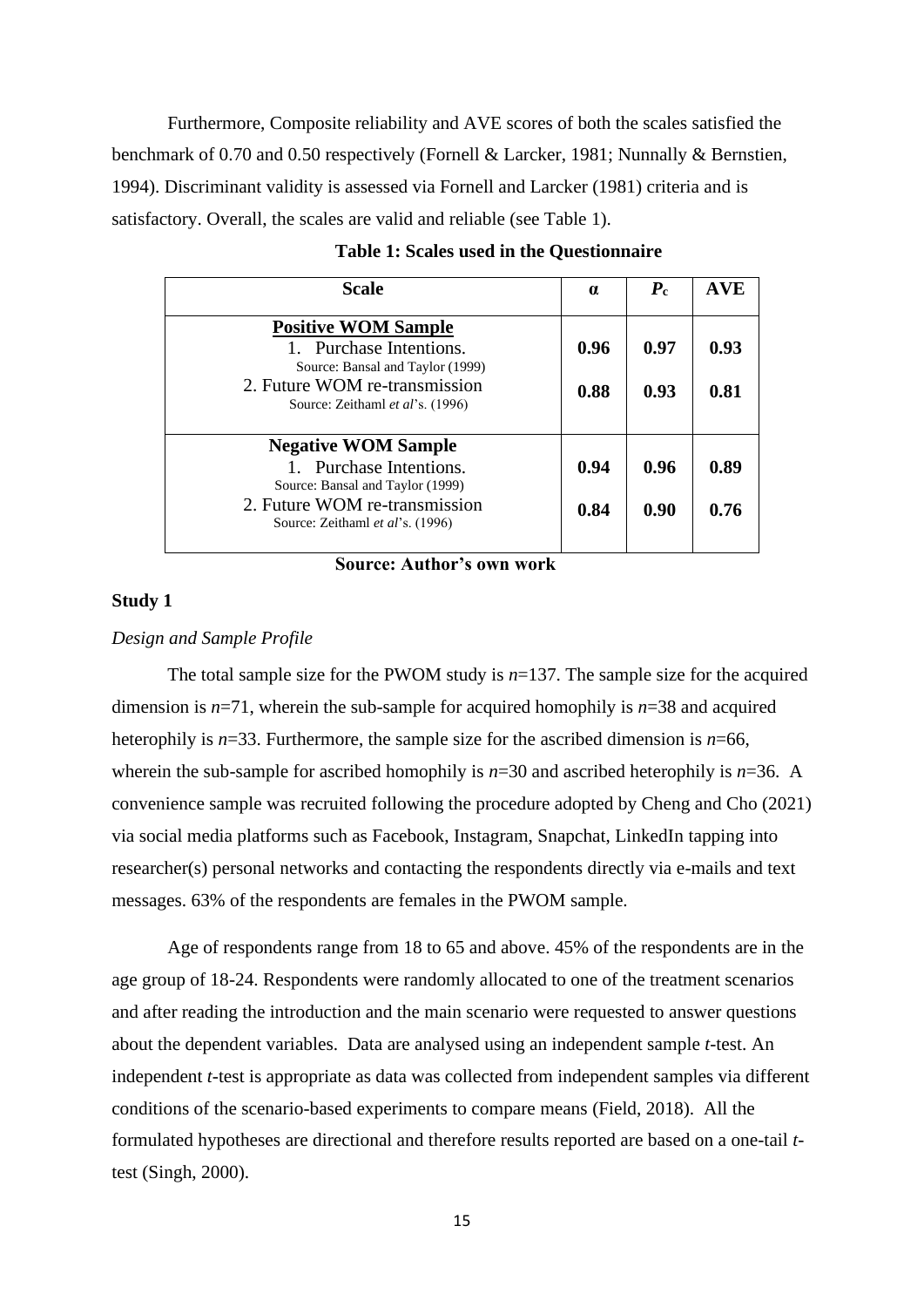Furthermore, Composite reliability and AVE scores of both the scales satisfied the benchmark of 0.70 and 0.50 respectively (Fornell & Larcker, 1981; Nunnally & Bernstien, 1994). Discriminant validity is assessed via Fornell and Larcker (1981) criteria and is satisfactory. Overall, the scales are valid and reliable (see Table 1).

**Table 1: Scales used in the Questionnaire**

| Scale | α | $P_c$ | AVE |
|---|---|---|---|
| **<u>Positive WOM Sample</u>** | | | |
| 1. Purchase Intentions. Source: Bansal and Taylor (1999) | **0.96** | **0.97** | **0.93** |
| 2. Future WOM re-transmission Source: Zeithaml *et al*'s. (1996) | **0.88** | **0.93** | **0.81** |
| **Negative WOM Sample** | | | |
| 1. Purchase Intentions. Source: Bansal and Taylor (1999) | **0.94** | **0.96** | **0.89** |
| 2. Future WOM re-transmission Source: Zeithaml *et al*'s. (1996) | **0.84** | **0.90** | **0.76** |

**Source: Author's own work**

**Study 1**

*Design and Sample Profile*

The total sample size for the PWOM study is *n*=137. The sample size for the acquired dimension is *n*=71, wherein the sub-sample for acquired homophily is *n*=38 and acquired heterophily is *n*=33. Furthermore, the sample size for the ascribed dimension is *n*=66, wherein the sub-sample for ascribed homophily is *n*=30 and ascribed heterophily is *n*=36. A convenience sample was recruited following the procedure adopted by Cheng and Cho (2021) via social media platforms such as Facebook, Instagram, Snapchat, LinkedIn tapping into researcher(s) personal networks and contacting the respondents directly via e-mails and text messages. 63% of the respondents are females in the PWOM sample.

Age of respondents range from 18 to 65 and above. 45% of the respondents are in the age group of 18-24. Respondents were randomly allocated to one of the treatment scenarios and after reading the introduction and the main scenario were requested to answer questions about the dependent variables. Data are analysed using an independent sample *t*-test. An independent *t*-test is appropriate as data was collected from independent samples via different conditions of the scenario-based experiments to compare means (Field, 2018). All the formulated hypotheses are directional and therefore results reported are based on a one-tail *t*-test (Singh, 2000).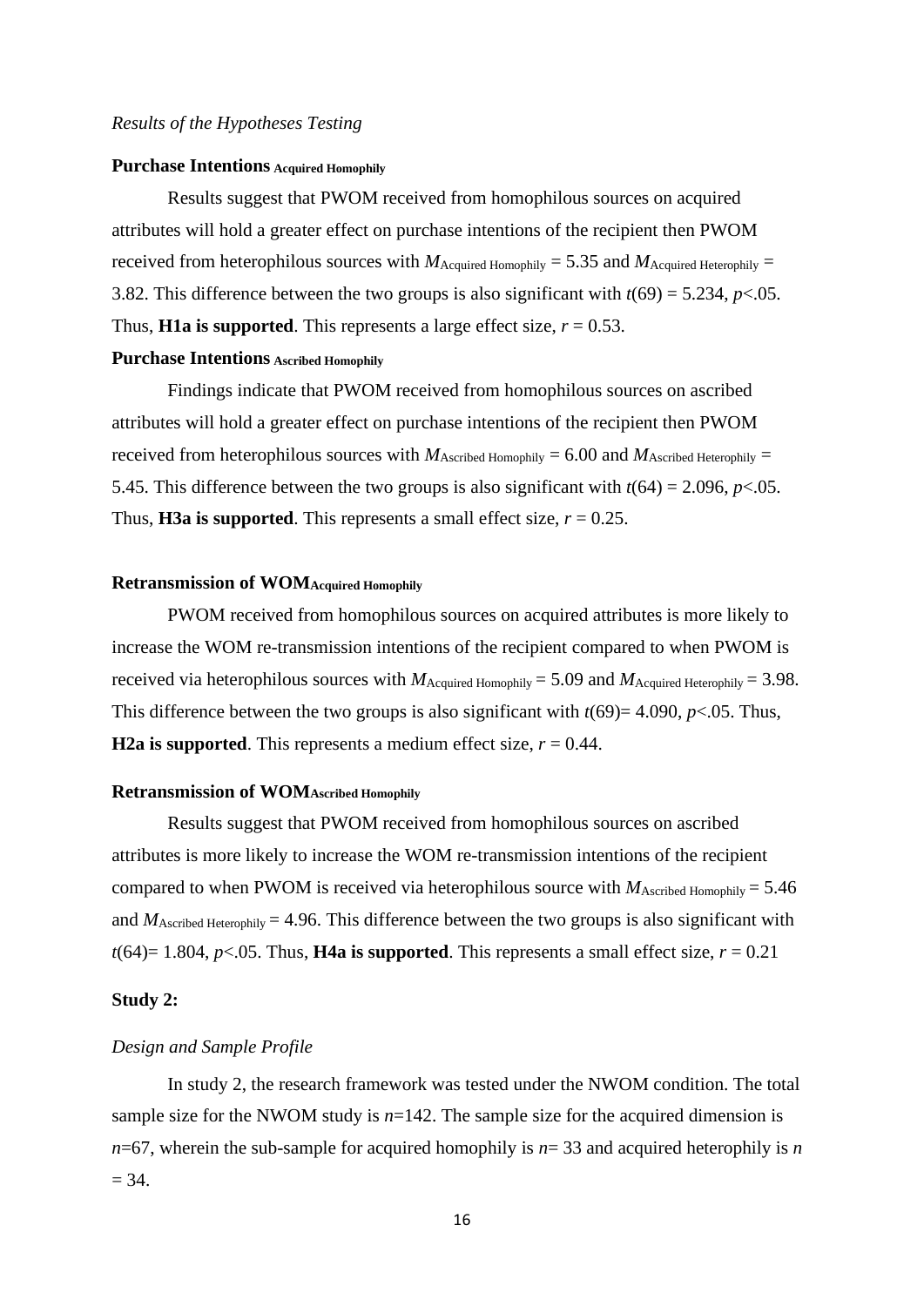*Results of the Hypotheses Testing*

**Purchase Intentions** $_{\textbf{Acquired Homophily}}$

Results suggest that PWOM received from homophilous sources on acquired attributes will hold a greater effect on purchase intentions of the recipient then PWOM received from heterophilous sources with $M_{\text{Acquired Homophily}} = 5.35$ and $M_{\text{Acquired Heterophily}} = 3.82$. This difference between the two groups is also significant with $t(69) = 5.234$, $p<.05$. Thus, **H1a is supported**. This represents a large effect size, $r = 0.53$.

**Purchase Intentions** $_{\textbf{Ascribed Homophily}}$

Findings indicate that PWOM received from homophilous sources on ascribed attributes will hold a greater effect on purchase intentions of the recipient then PWOM received from heterophilous sources with $M_{\text{Ascribed Homophily}} = 6.00$ and $M_{\text{Ascribed Heterophily}} = 5.45$. This difference between the two groups is also significant with $t(64) = 2.096$, $p<.05$. Thus, **H3a is supported**. This represents a small effect size, $r = 0.25$.

**Retransmission of WOM**$_{\textbf{Acquired Homophily}}$

PWOM received from homophilous sources on acquired attributes is more likely to increase the WOM re-transmission intentions of the recipient compared to when PWOM is received via heterophilous sources with $M_{\text{Acquired Homophily}} = 5.09$ and $M_{\text{Acquired Heterophily}} = 3.98$. This difference between the two groups is also significant with $t(69)= 4.090$, $p<.05$. Thus, **H2a is supported**. This represents a medium effect size, $r = 0.44$.

**Retransmission of WOM**$_{\textbf{Ascribed Homophily}}$

Results suggest that PWOM received from homophilous sources on ascribed attributes is more likely to increase the WOM re-transmission intentions of the recipient compared to when PWOM is received via heterophilous source with $M_{\text{Ascribed Homophily}} = 5.46$ and $M_{\text{Ascribed Heterophily}} = 4.96$. This difference between the two groups is also significant with $t(64)= 1.804$, $p<.05$. Thus, **H4a is supported**. This represents a small effect size, $r = 0.21$

**Study 2:**

*Design and Sample Profile*

In study 2, the research framework was tested under the NWOM condition. The total sample size for the NWOM study is $n$=142. The sample size for the acquired dimension is $n$=67, wherein the sub-sample for acquired homophily is $n$= 33 and acquired heterophily is $n$ = 34.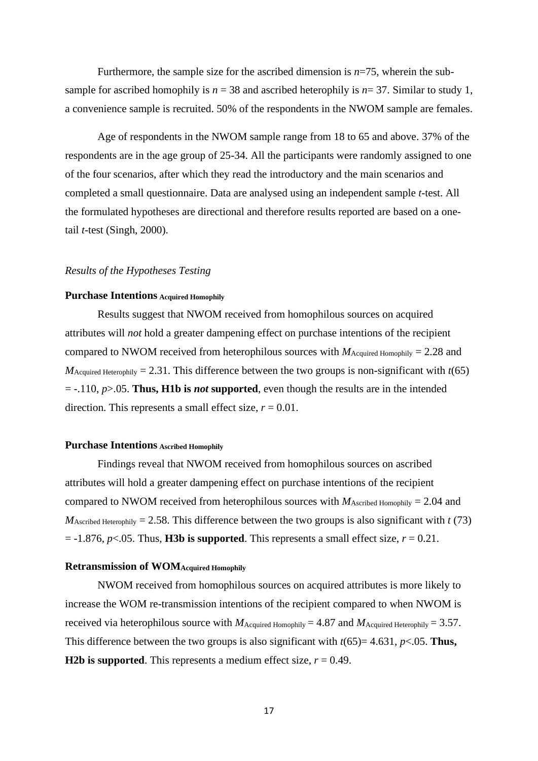Furthermore, the sample size for the ascribed dimension is $n$=75, wherein the sub-sample for ascribed homophily is $n$ = 38 and ascribed heterophily is $n$= 37. Similar to study 1, a convenience sample is recruited. 50% of the respondents in the NWOM sample are females.

Age of respondents in the NWOM sample range from 18 to 65 and above. 37% of the respondents are in the age group of 25-34. All the participants were randomly assigned to one of the four scenarios, after which they read the introductory and the main scenarios and completed a small questionnaire. Data are analysed using an independent sample *t*-test. All the formulated hypotheses are directional and therefore results reported are based on a one-tail *t*-test (Singh, 2000).

*Results of the Hypotheses Testing*

**Purchase Intentions $_{\text{Acquired Homophily}}$**

Results suggest that NWOM received from homophilous sources on acquired attributes will *not* hold a greater dampening effect on purchase intentions of the recipient compared to NWOM received from heterophilous sources with $M_{\text{Acquired Homophily}}$ = 2.28 and $M_{\text{Acquired Heterophily}}$ = 2.31. This difference between the two groups non-significant with $t(65)$ = -.110, $p$>.05. **Thus, H1b is *not* supported**, even though the results are in the intended direction. This represents a small effect size, $r$ = 0.01.

**Purchase Intentions $_{\text{Ascribed Homophily}}$**

Findings reveal that NWOM received from homophilous sources on ascribed attributes will hold a greater dampening effect on purchase intentions of the recipient compared to NWOM received from heterophilous sources with $M_{\text{Ascribed Homophily}}$ = 2.04 and $M_{\text{Ascribed Heterophily}}$ = 2.58. This difference between the two groups is also significant with $t$ (73) = -1.876, $p$<.05. Thus, **H3b is supported**. This represents a small effect size, $r$ = 0.21.

**Retransmission of WOM$_{\text{Acquired Homophily}}$**

NWOM received from homophilous sources on acquired attributes is more likely to increase the WOM re-transmission intentions of the recipient compared to when NWOM is received via heterophilous source with $M_{\text{Acquired Homophily}}$ = 4.87 and $M_{\text{Acquired Heterophily}}$ = 3.57. This difference between the two groups is also significant with $t(65)$= 4.631, $p$<.05. **Thus, H2b is supported**. This represents a medium effect size, $r$ = 0.49.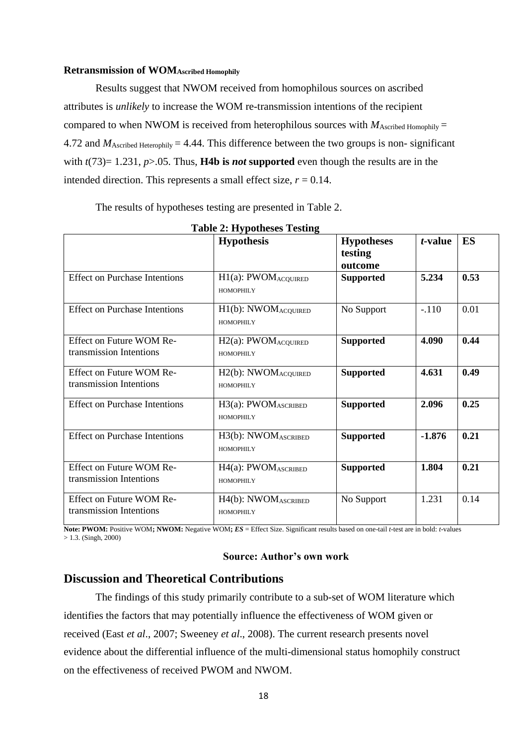### Retransmission of $\text{WOM}_{\text{Ascribed Homophily}}$

Results suggest that NWOM received from homophilous sources on ascribed attributes is *unlikely* to increase the WOM re-transmission intentions of the recipient compared to when NWOM is received from heterophilous sources with $M_{\text{Ascribed Homophily}} = 4.72$ and $M_{\text{Ascribed Heterophily}} = 4.44$. This difference between the two groups is non- significant with $t(73) = 1.231$, $p > .05$. Thus, **H4b is *not* supported** even though the results are in the intended direction. This represents a small effect size, $r = 0.14$.

The results of hypotheses testing are presented in Table 2.

**Table 2: Hypotheses Testing**

| | Hypothesis | Hypotheses testing outcome | *t*-value | ES |
|---|---|---|---|---|
| Effect on Purchase Intentions | H1(a): $\text{PWOM}_{\text{ACQUIRED HOMOPHILY}}$ | **Supported** | **5.234** | **0.53** |
| Effect on Purchase Intentions | H1(b): $\text{NWOM}_{\text{ACQUIRED HOMOPHILY}}$ | No Support | -.110 | 0.01 |
| Effect on Future WOM Re-transmission Intentions | H2(a): $\text{PWOM}_{\text{ACQUIRED HOMOPHILY}}$ | **Supported** | **4.090** | **0.44** |
| Effect on Future WOM Re-transmission Intentions | H2(b): $\text{NWOM}_{\text{ACQUIRED HOMOPHILY}}$ | **Supported** | **4.631** | **0.49** |
| Effect on Purchase Intentions | H3(a): $\text{PWOM}_{\text{ASCRIBED HOMOPHILY}}$ | **Supported** | **2.096** | **0.25** |
| Effect on Purchase Intentions | H3(b): $\text{NWOM}_{\text{ASCRIBED HOMOPHILY}}$ | **Supported** | **-1.876** | **0.21** |
| Effect on Future WOM Re-transmission Intentions | H4(a): $\text{PWOM}_{\text{ASCRIBED HOMOPHILY}}$ | **Supported** | **1.804** | **0.21** |
| Effect on Future WOM Re-transmission Intentions | H4(b): $\text{NWOM}_{\text{ASCRIBED HOMOPHILY}}$ | No Support | 1.231 | 0.14 |

**Note: PWOM:** Positive WOM**; NWOM:** Negative WOM**; *ES*** = Effect Size. Significant results based on one-tail *t*-test are in bold: *t*-values > 1.3. (Singh, 2000)

**Source: Author's own work**

## Discussion and Theoretical Contributions

The findings of this study primarily contribute to a sub-set of WOM literature which identifies the factors that may potentially influence the effectiveness of WOM given or received (East *et al*., 2007; Sweeney *et al*., 2008). The current research presents novel evidence about the differential influence of the multi-dimensional status homophily construct on the effectiveness of received PWOM and NWOM.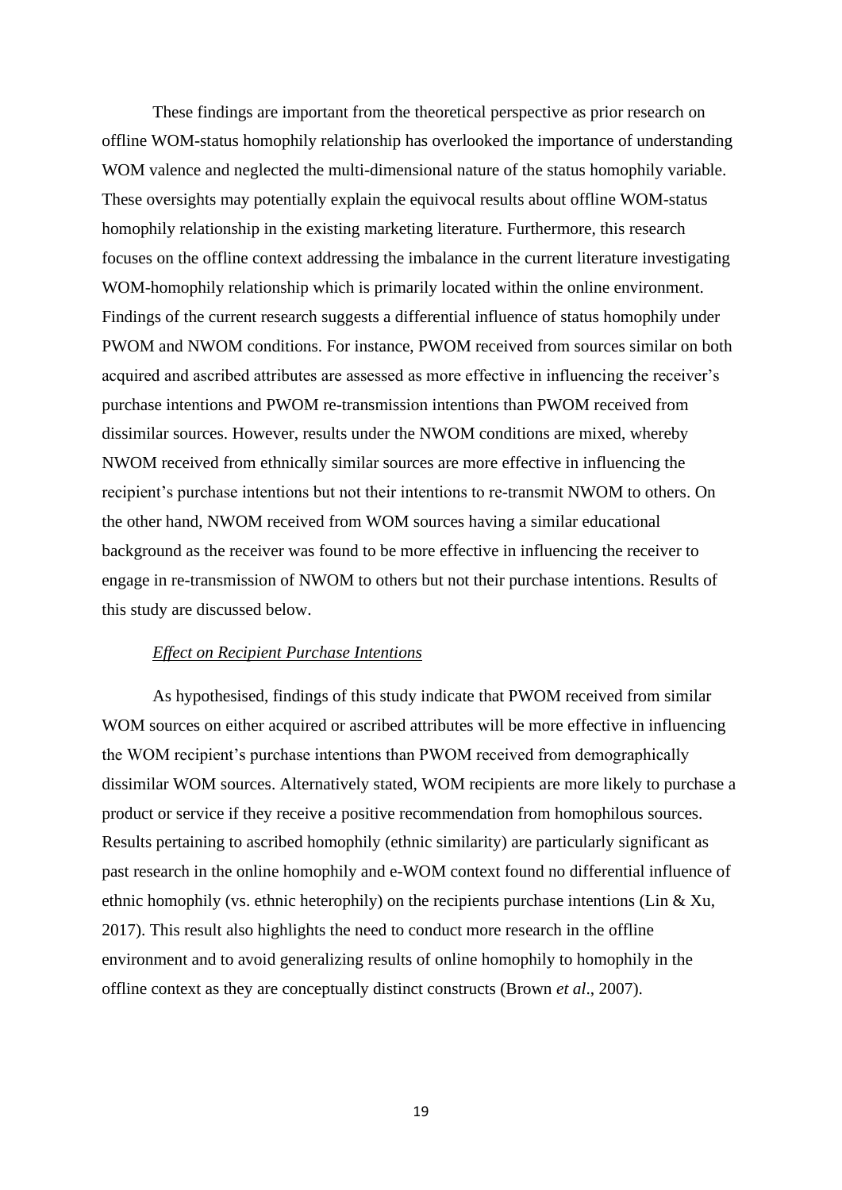These findings are important from the theoretical perspective as prior research on offline WOM-status homophily relationship has overlooked the importance of understanding WOM valence and neglected the multi-dimensional nature of the status homophily variable. These oversights may potentially explain the equivocal results about offline WOM-status homophily relationship in the existing marketing literature. Furthermore, this research focuses on the offline context addressing the imbalance in the current literature investigating WOM-homophily relationship which is primarily located within the online environment. Findings of the current research suggests a differential influence of status homophily under PWOM and NWOM conditions. For instance, PWOM received from sources similar on both acquired and ascribed attributes are assessed as more effective in influencing the receiver's purchase intentions and PWOM re-transmission intentions than PWOM received from dissimilar sources. However, results under the NWOM conditions are mixed, whereby NWOM received from ethnically similar sources are more effective in influencing the recipient's purchase intentions but not their intentions to re-transmit NWOM to others. On the other hand, NWOM received from WOM sources having a similar educational background as the receiver was found to be more effective in influencing the receiver to engage in re-transmission of NWOM to others but not their purchase intentions. Results of this study are discussed below.

*Effect on Recipient Purchase Intentions*

As hypothesised, findings of this study indicate that PWOM received from similar WOM sources on either acquired or ascribed attributes will be more effective in influencing the WOM recipient's purchase intentions than PWOM received from demographically dissimilar WOM sources. Alternatively stated, WOM recipients are more likely to purchase a product or service if they receive a positive recommendation from homophilous sources. Results pertaining to ascribed homophily (ethnic similarity) are particularly significant as past research in the online homophily and e-WOM context found no differential influence of ethnic homophily (vs. ethnic heterophily) on the recipients purchase intentions (Lin & Xu, 2017). This result also highlights the need to conduct more research in the offline environment and to avoid generalizing results of online homophily to homophily in the offline context as they are conceptually distinct constructs (Brown *et al*., 2007).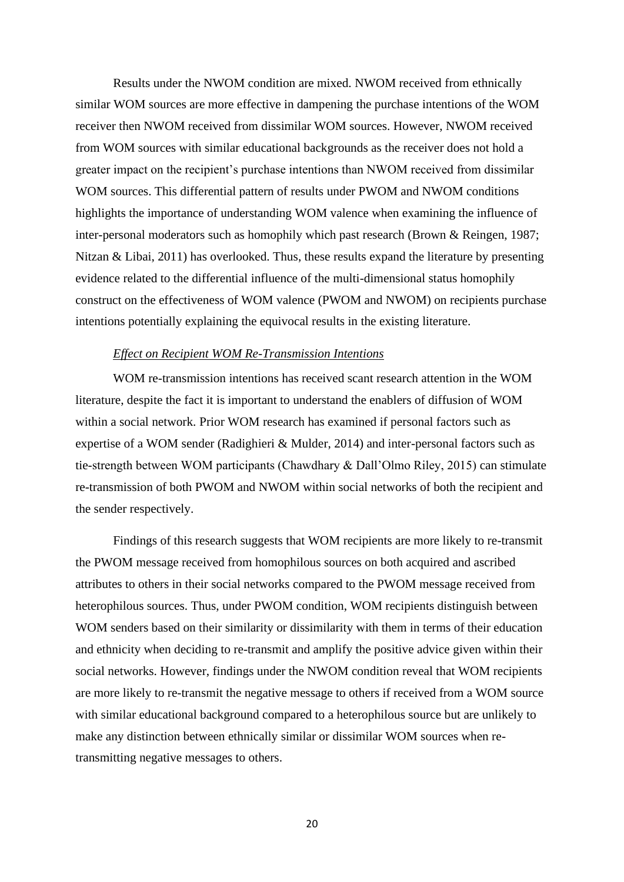Results under the NWOM condition are mixed. NWOM received from ethnically similar WOM sources are more effective in dampening the purchase intentions of the WOM receiver then NWOM received from dissimilar WOM sources. However, NWOM received from WOM sources with similar educational backgrounds as the receiver does not hold a greater impact on the recipient's purchase intentions than NWOM received from dissimilar WOM sources. This differential pattern of results under PWOM and NWOM conditions highlights the importance of understanding WOM valence when examining the influence of inter-personal moderators such as homophily which past research (Brown & Reingen, 1987; Nitzan & Libai, 2011) has overlooked. Thus, these results expand the literature by presenting evidence related to the differential influence of the multi-dimensional status homophily construct on the effectiveness of WOM valence (PWOM and NWOM) on recipients purchase intentions potentially explaining the equivocal results in the existing literature.

*Effect on Recipient WOM Re-Transmission Intentions*

WOM re-transmission intentions has received scant research attention in the WOM literature, despite the fact it is important to understand the enablers of diffusion of WOM within a social network. Prior WOM research has examined if personal factors such as expertise of a WOM sender (Radighieri & Mulder, 2014) and inter-personal factors such as tie-strength between WOM participants (Chawdhary & Dall'Olmo Riley, 2015) can stimulate re-transmission of both PWOM and NWOM within social networks of both the recipient and the sender respectively.

Findings of this research suggests that WOM recipients are more likely to re-transmit the PWOM message received from homophilous sources on both acquired and ascribed attributes to others in their social networks compared to the PWOM message received from heterophilous sources. Thus, under PWOM condition, WOM recipients distinguish between WOM senders based on their similarity or dissimilarity with them in terms of their education and ethnicity when deciding to re-transmit and amplify the positive advice given within their social networks. However, findings under the NWOM condition reveal that WOM recipients are more likely to re-transmit the negative message to others if received from a WOM source with similar educational background compared to a heterophilous source but are unlikely to make any distinction between ethnically similar or dissimilar WOM sources when re-transmitting negative messages to others.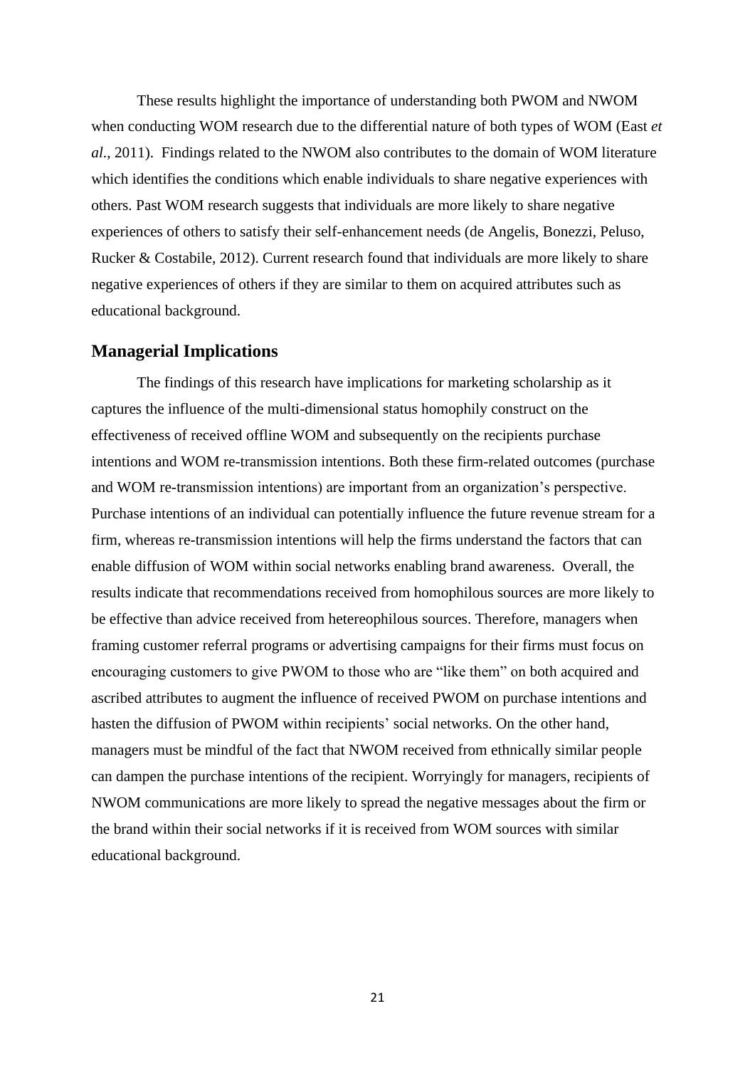These results highlight the importance of understanding both PWOM and NWOM when conducting WOM research due to the differential nature of both types of WOM (East *et al*., 2011). Findings related to the NWOM also contributes to the domain of WOM literature which identifies the conditions which enable individuals to share negative experiences with others. Past WOM research suggests that individuals are more likely to share negative experiences of others to satisfy their self-enhancement needs (de Angelis, Bonezzi, Peluso, Rucker & Costabile, 2012). Current research found that individuals are more likely to share negative experiences of others if they are similar to them on acquired attributes such as educational background.

## Managerial Implications

The findings of this research have implications for marketing scholarship as it captures the influence of the multi-dimensional status homophily construct on the effectiveness of received offline WOM and subsequently on the recipients purchase intentions and WOM re-transmission intentions. Both these firm-related outcomes (purchase and WOM re-transmission intentions) are important from an organization's perspective. Purchase intentions of an individual can potentially influence the future revenue stream for a firm, whereas re-transmission intentions will help the firms understand the factors that can enable diffusion of WOM within social networks enabling brand awareness. Overall, the results indicate that recommendations received from homophilous sources are more likely to be effective than advice received from hetereophilous sources. Therefore, managers when framing customer referral programs or advertising campaigns for their firms must focus on encouraging customers to give PWOM to those who are "like them" on both acquired and ascribed attributes to augment the influence of received PWOM on purchase intentions and hasten the diffusion of PWOM within recipients' social networks. On the other hand, managers must be mindful of the fact that NWOM received from ethnically similar people can dampen the purchase intentions of the recipient. Worryingly for managers, recipients of NWOM communications are more likely to spread the negative messages about the firm or the brand within their social networks if it is received from WOM sources with similar educational background.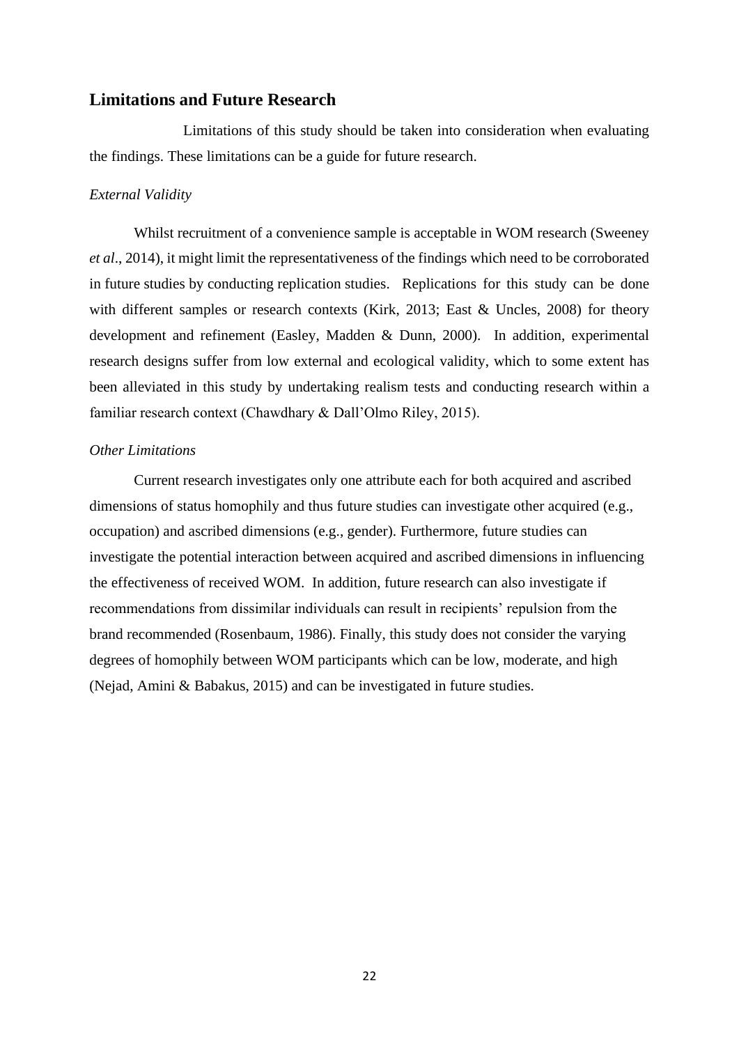## Limitations and Future Research

Limitations of this study should be taken into consideration when evaluating the findings. These limitations can be a guide for future research.

### *External Validity*

Whilst recruitment of a convenience sample is acceptable in WOM research (Sweeney *et al*., 2014), it might limit the representativeness of the findings which need to be corroborated in future studies by conducting replication studies. Replications for this study can be done with different samples or research contexts (Kirk, 2013; East & Uncles, 2008) for theory development and refinement (Easley, Madden & Dunn, 2000). In addition, experimental research designs suffer from low external and ecological validity, which to some extent has been alleviated in this study by undertaking realism tests and conducting research within a familiar research context (Chawdhary & Dall'Olmo Riley, 2015).

### *Other Limitations*

Current research investigates only one attribute each for both acquired and ascribed dimensions of status homophily and thus future studies can investigate other acquired (e.g., occupation) and ascribed dimensions (e.g., gender). Furthermore, future studies can investigate the potential interaction between acquired and ascribed dimensions in influencing the effectiveness of received WOM. In addition, future research can also investigate if recommendations from dissimilar individuals can result in recipients' repulsion from the brand recommended (Rosenbaum, 1986). Finally, this study does not consider the varying degrees of homophily between WOM participants which can be low, moderate, and high (Nejad, Amini & Babakus, 2015) and can be investigated in future studies.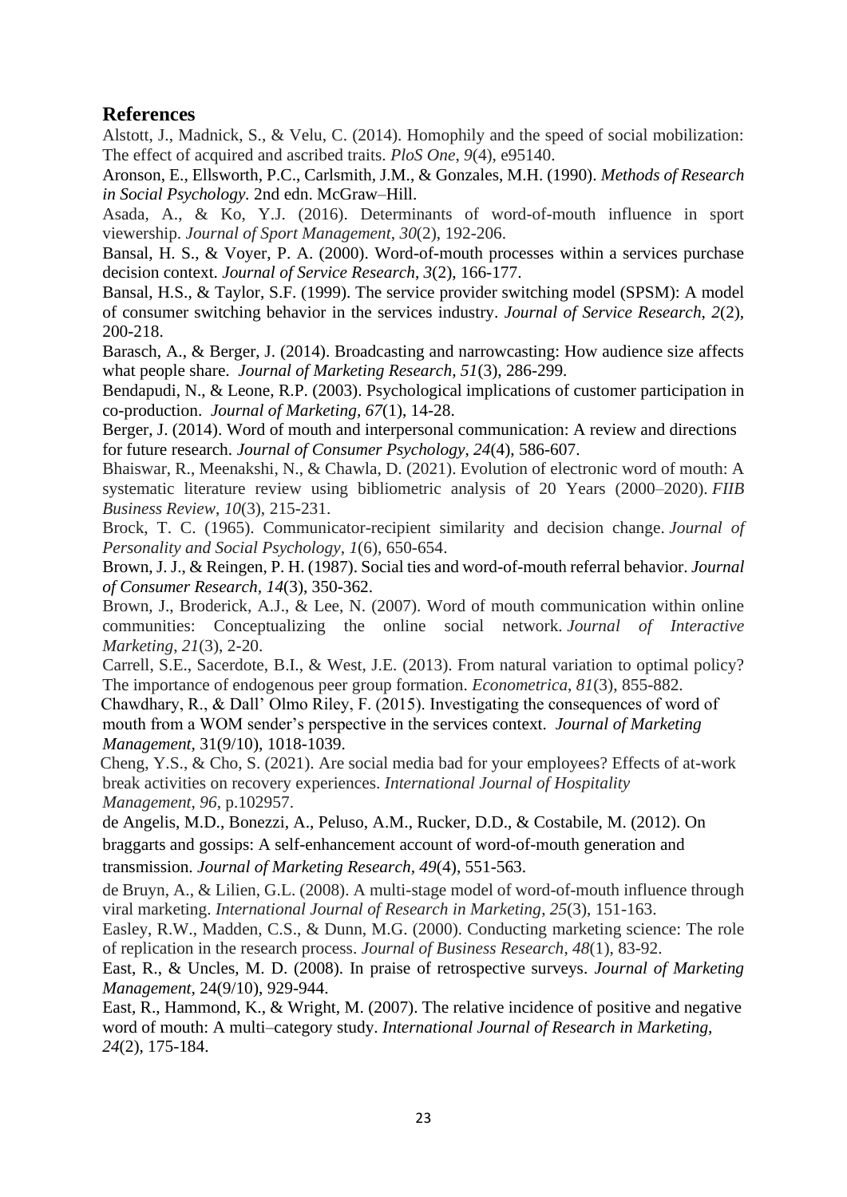## References

Alstott, J., Madnick, S., & Velu, C. (2014). Homophily and the speed of social mobilization: The effect of acquired and ascribed traits. *PloS One, 9*(4), e95140.

Aronson, E., Ellsworth, P.C., Carlsmith, J.M., & Gonzales, M.H. (1990). *Methods of Research in Social Psychology.* 2nd edn. McGraw–Hill.

Asada, A., & Ko, Y.J. (2016). Determinants of word-of-mouth influence in sport viewership. *Journal of Sport Management*, *30*(2), 192-206.

Bansal, H. S., & Voyer, P. A. (2000). Word-of-mouth processes within a services purchase decision context. *Journal of Service Research*, *3*(2), 166-177.

Bansal, H.S., & Taylor, S.F. (1999). The service provider switching model (SPSM): A model of consumer switching behavior in the services industry. *Journal of Service Research*, *2*(2), 200-218.

Barasch, A., & Berger, J. (2014). Broadcasting and narrowcasting: How audience size affects what people share. *Journal of Marketing Research, 51*(3), 286-299.

Bendapudi, N., & Leone, R.P. (2003). Psychological implications of customer participation in co-production. *Journal of Marketing*, *67*(1), 14-28.

Berger, J. (2014). Word of mouth and interpersonal communication: A review and directions for future research. *Journal of Consumer Psychology*, *24*(4), 586-607.

Bhaiswar, R., Meenakshi, N., & Chawla, D. (2021). Evolution of electronic word of mouth: A systematic literature review using bibliometric analysis of 20 Years (2000–2020). *FIIB Business Review*, *10*(3), 215-231.

Brock, T. C. (1965). Communicator-recipient similarity and decision change. *Journal of Personality and Social Psychology*, *1*(6), 650-654.

Brown, J. J., & Reingen, P. H. (1987). Social ties and word-of-mouth referral behavior. *Journal of Consumer Research*, *14*(3), 350-362.

Brown, J., Broderick, A.J., & Lee, N. (2007). Word of mouth communication within online communities: Conceptualizing the online social network. *Journal of Interactive Marketing*, *21*(3), 2-20.

Carrell, S.E., Sacerdote, B.I., & West, J.E. (2013). From natural variation to optimal policy? The importance of endogenous peer group formation. *Econometrica*, *81*(3), 855-882.

Chawdhary, R., & Dall' Olmo Riley, F. (2015). Investigating the consequences of word of mouth from a WOM sender's perspective in the services context. *Journal of Marketing Management*, 31(9/10), 1018-1039.

Cheng, Y.S., & Cho, S. (2021). Are social media bad for your employees? Effects of at-work break activities on recovery experiences. *International Journal of Hospitality Management*, *96*, p.102957.

de Angelis, M.D., Bonezzi, A., Peluso, A.M., Rucker, D.D., & Costabile, M. (2012). On braggarts and gossips: A self-enhancement account of word-of-mouth generation and transmission. *Journal of Marketing Research*, *49*(4), 551-563.

de Bruyn, A., & Lilien, G.L. (2008). A multi-stage model of word-of-mouth influence through viral marketing. *International Journal of Research in Marketing*, *25*(3), 151-163.

Easley, R.W., Madden, C.S., & Dunn, M.G. (2000). Conducting marketing science: The role of replication in the research process. *Journal of Business Research*, *48*(1), 83-92.

East, R., & Uncles, M. D. (2008). In praise of retrospective surveys. *Journal of Marketing Management*, 24(9/10), 929-944.

East, R., Hammond, K., & Wright, M. (2007). The relative incidence of positive and negative word of mouth: A multi–category study. *International Journal of Research in Marketing, 24*(2), 175-184.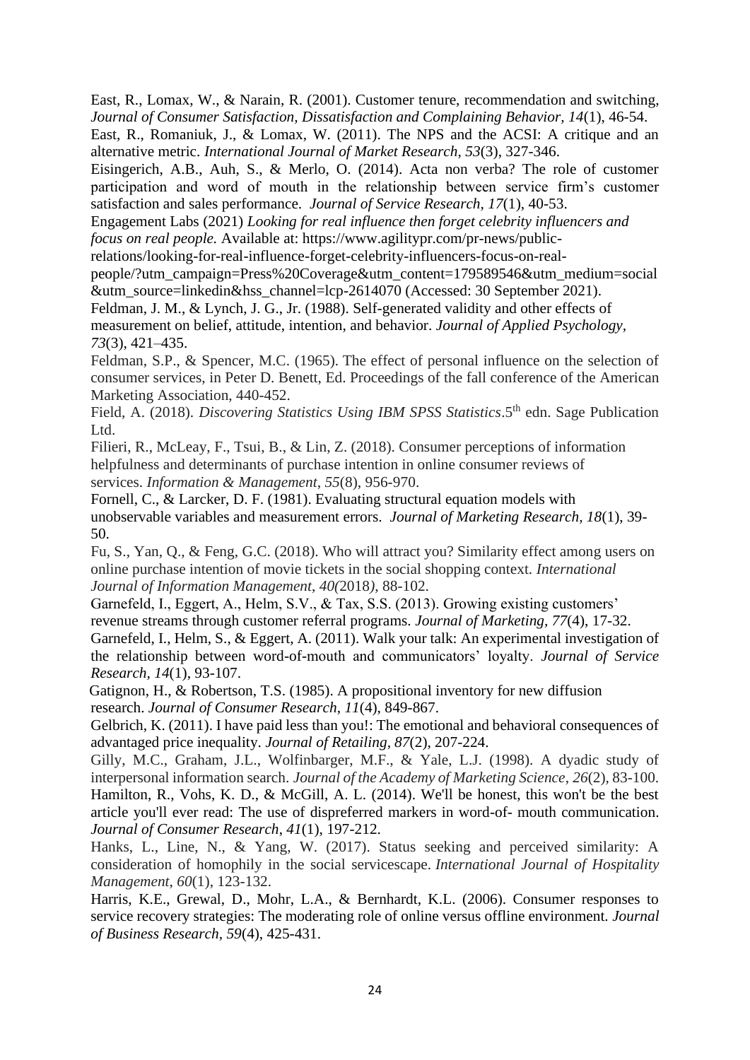East, R., Lomax, W., & Narain, R. (2001). Customer tenure, recommendation and switching, *Journal of Consumer Satisfaction, Dissatisfaction and Complaining Behavior, 14*(1), 46-54.

East, R., Romaniuk, J., & Lomax, W. (2011). The NPS and the ACSI: A critique and an alternative metric. *International Journal of Market Research*, *53*(3), 327-346.

Eisingerich, A.B., Auh, S., & Merlo, O. (2014). Acta non verba? The role of customer participation and word of mouth in the relationship between service firm's customer satisfaction and sales performance. *Journal of Service Research, 17*(1), 40-53.

Engagement Labs (2021) *Looking for real influence then forget celebrity influencers and focus on real people.* Available at: https://www.agilitypr.com/pr-news/public-relations/looking-for-real-influence-forget-celebrity-influencers-focus-on-real-people/?utm_campaign=Press%20Coverage&utm_content=179589546&utm_medium=social&utm_source=linkedin&hss_channel=lcp-2614070 (Accessed: 30 September 2021).

Feldman, J. M., & Lynch, J. G., Jr. (1988). Self-generated validity and other effects of measurement on belief, attitude, intention, and behavior. *Journal of Applied Psychology, 73*(3), 421–435.

Feldman, S.P., & Spencer, M.C. (1965). The effect of personal influence on the selection of consumer services, in Peter D. Benett, Ed. Proceedings of the fall conference of the American Marketing Association, 440-452.

Field, A. (2018). *Discovering Statistics Using IBM SPSS Statistics*.5th edn. Sage Publication Ltd.

Filieri, R., McLeay, F., Tsui, B., & Lin, Z. (2018). Consumer perceptions of information helpfulness and determinants of purchase intention in online consumer reviews of services. *Information & Management*, *55*(8), 956-970.

Fornell, C., & Larcker, D. F. (1981). Evaluating structural equation models with unobservable variables and measurement errors. *Journal of Marketing Research, 18*(1), 39-50.

Fu, S., Yan, Q., & Feng, G.C. (2018). Who will attract you? Similarity effect among users on online purchase intention of movie tickets in the social shopping context. *International Journal of Information Management*, *40(*2018*)*, 88-102.

Garnefeld, I., Eggert, A., Helm, S.V., & Tax, S.S. (2013). Growing existing customers' revenue streams through customer referral programs. *Journal of Marketing, 77*(4), 17-32.

Garnefeld, I., Helm, S., & Eggert, A. (2011). Walk your talk: An experimental investigation of the relationship between word-of-mouth and communicators' loyalty. *Journal of Service Research*, *14*(1), 93-107.

Gatignon, H., & Robertson, T.S. (1985). A propositional inventory for new diffusion research. *Journal of Consumer Research*, *11*(4), 849-867.

Gelbrich, K. (2011). I have paid less than you!: The emotional and behavioral consequences of advantaged price inequality. *Journal of Retailing, 87*(2), 207-224.

Gilly, M.C., Graham, J.L., Wolfinbarger, M.F., & Yale, L.J. (1998). A dyadic study of interpersonal information search. *Journal of the Academy of Marketing Science*, *26*(2), 83-100.

Hamilton, R., Vohs, K. D., & McGill, A. L. (2014). We'll be honest, this won't be the best article you'll ever read: The use of dispreferred markers in word-of- mouth communication. *Journal of Consumer Research*, *41*(1), 197-212.

Hanks, L., Line, N., & Yang, W. (2017). Status seeking and perceived similarity: A consideration of homophily in the social servicescape. *International Journal of Hospitality Management*, *60*(1), 123-132.

Harris, K.E., Grewal, D., Mohr, L.A., & Bernhardt, K.L. (2006). Consumer responses to service recovery strategies: The moderating role of online versus offline environment. *Journal of Business Research*, *59*(4), 425-431.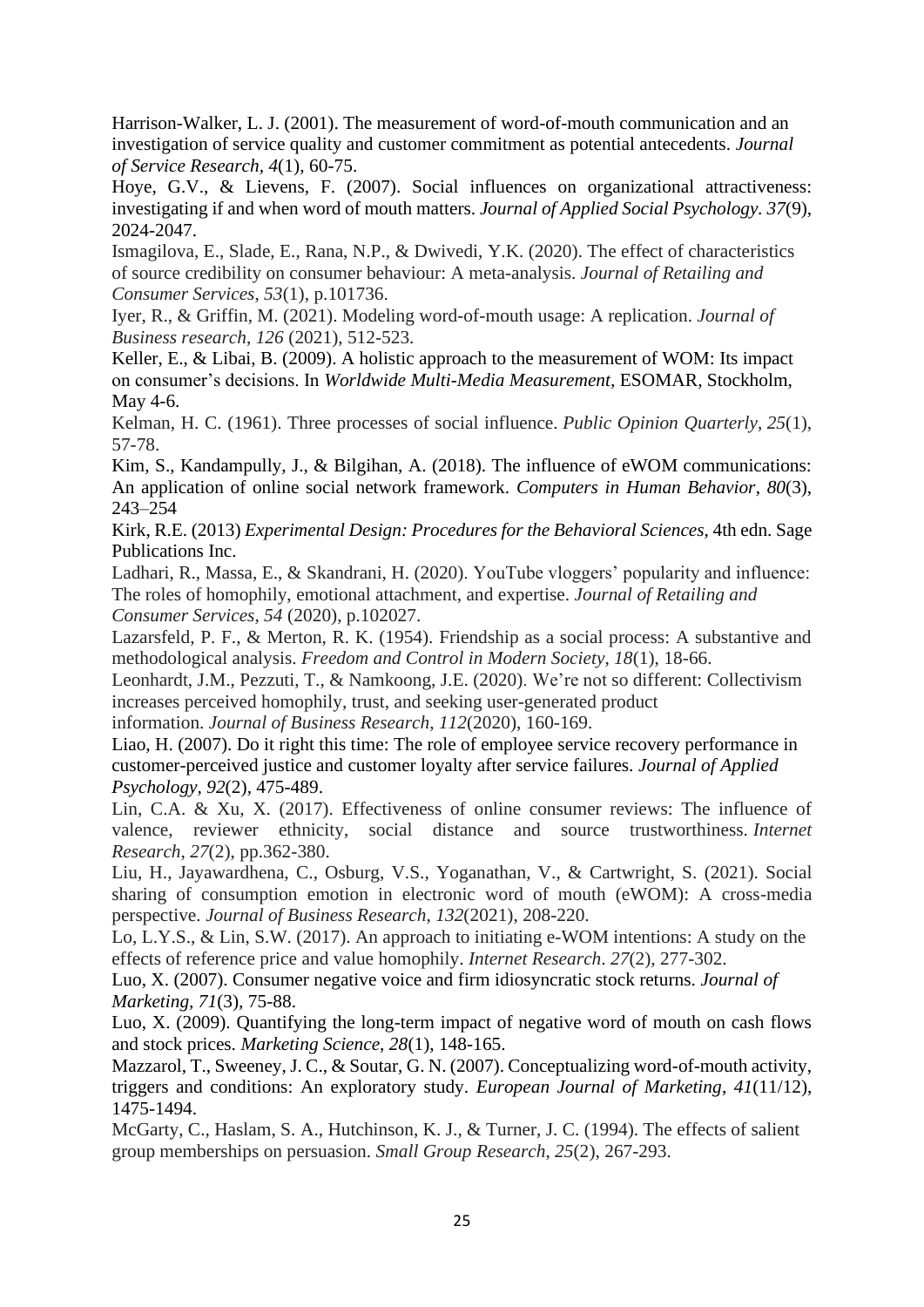Harrison-Walker, L. J. (2001). The measurement of word-of-mouth communication and an investigation of service quality and customer commitment as potential antecedents. *Journal of Service Research*, *4*(1), 60-75.

Hoye, G.V., & Lievens, F. (2007). Social influences on organizational attractiveness: investigating if and when word of mouth matters. *Journal of Applied Social Psychology*. *37*(9), 2024-2047.

Ismagilova, E., Slade, E., Rana, N.P., & Dwivedi, Y.K. (2020). The effect of characteristics of source credibility on consumer behaviour: A meta-analysis. *Journal of Retailing and Consumer Services*, *53*(1), p.101736.

Iyer, R., & Griffin, M. (2021). Modeling word-of-mouth usage: A replication. *Journal of Business research*, *126* (2021), 512-523.

Keller, E., & Libai, B. (2009). A holistic approach to the measurement of WOM: Its impact on consumer's decisions. In *Worldwide Multi-Media Measurement,* ESOMAR, Stockholm, May 4-6.

Kelman, H. C. (1961). Three processes of social influence. *Public Opinion Quarterly*, *25*(1), 57-78.

Kim, S., Kandampully, J., & Bilgihan, A. (2018). The influence of eWOM communications: An application of online social network framework. *Computers in Human Behavior*, *80*(3), 243–254

Kirk, R.E. (2013) *Experimental Design: Procedures for the Behavioral Sciences*, 4th edn. Sage Publications Inc.

Ladhari, R., Massa, E., & Skandrani, H. (2020). YouTube vloggers' popularity and influence: The roles of homophily, emotional attachment, and expertise. *Journal of Retailing and Consumer Services*, *54* (2020), p.102027.

Lazarsfeld, P. F., & Merton, R. K. (1954). Friendship as a social process: A substantive and methodological analysis. *Freedom and Control in Modern Society*, *18*(1), 18-66.

Leonhardt, J.M., Pezzuti, T., & Namkoong, J.E. (2020). We're not so different: Collectivism increases perceived homophily, trust, and seeking user-generated product information. *Journal of Business Research*, *112*(2020), 160-169.

Liao, H. (2007). Do it right this time: The role of employee service recovery performance in customer-perceived justice and customer loyalty after service failures. *Journal of Applied Psychology, 92*(2), 475-489.

Lin, C.A. & Xu, X. (2017). Effectiveness of online consumer reviews: The influence of valence, reviewer ethnicity, social distance and source trustworthiness. *Internet Research*, *27*(2), pp.362-380.

Liu, H., Jayawardhena, C., Osburg, V.S., Yoganathan, V., & Cartwright, S. (2021). Social sharing of consumption emotion in electronic word of mouth (eWOM): A cross-media perspective. *Journal of Business Research*, *132*(2021), 208-220.

Lo, L.Y.S., & Lin, S.W. (2017). An approach to initiating e-WOM intentions: A study on the effects of reference price and value homophily. *Internet Research*. *27*(2), 277-302.

Luo, X. (2007). Consumer negative voice and firm idiosyncratic stock returns. *Journal of Marketing, 71*(3), 75-88.

Luo, X. (2009). Quantifying the long-term impact of negative word of mouth on cash flows and stock prices. *Marketing Science, 28*(1), 148-165.

Mazzarol, T., Sweeney, J. C., & Soutar, G. N. (2007). Conceptualizing word-of-mouth activity, triggers and conditions: An exploratory study. *European Journal of Marketing*, *41*(11/12), 1475-1494.

McGarty, C., Haslam, S. A., Hutchinson, K. J., & Turner, J. C. (1994). The effects of salient group memberships on persuasion. *Small Group Research*, *25*(2), 267-293.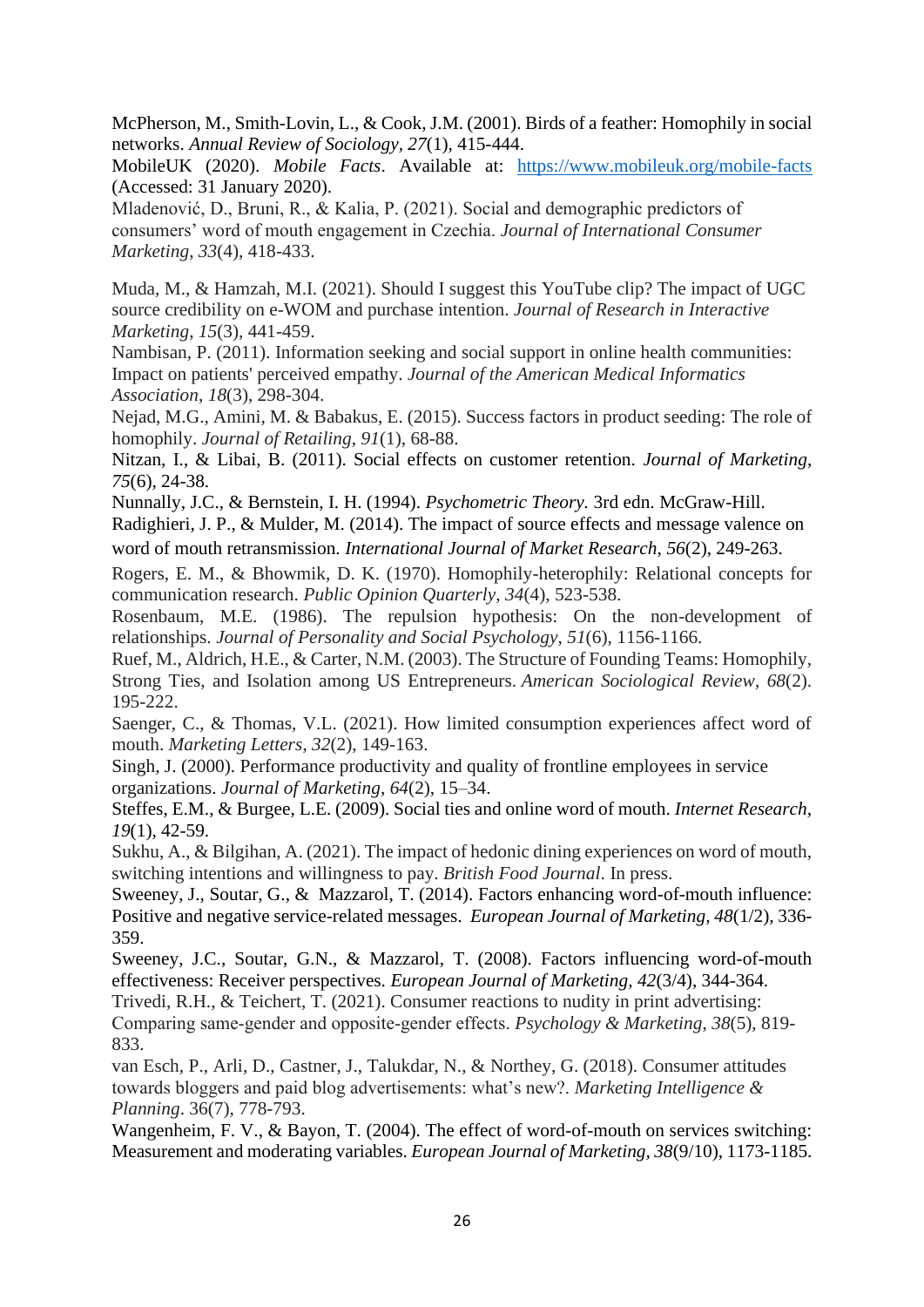McPherson, M., Smith-Lovin, L., & Cook, J.M. (2001). Birds of a feather: Homophily in social networks. *Annual Review of Sociology, 27*(1), 415-444.

MobileUK (2020). *Mobile Facts*. Available at: https://www.mobileuk.org/mobile-facts (Accessed: 31 January 2020).

Mladenović, D., Bruni, R., & Kalia, P. (2021). Social and demographic predictors of consumers' word of mouth engagement in Czechia. *Journal of International Consumer Marketing*, *33*(4), 418-433.

Muda, M., & Hamzah, M.I. (2021). Should I suggest this YouTube clip? The impact of UGC source credibility on e-WOM and purchase intention. *Journal of Research in Interactive Marketing*, *15*(3), 441-459.

Nambisan, P. (2011). Information seeking and social support in online health communities: Impact on patients' perceived empathy. *Journal of the American Medical Informatics Association*, *18*(3), 298-304.

Nejad, M.G., Amini, M. & Babakus, E. (2015). Success factors in product seeding: The role of homophily. *Journal of Retailing*, *91*(1), 68-88.

Nitzan, I., & Libai, B. (2011). Social effects on customer retention. *Journal of Marketing*, *75*(6), 24-38.

Nunnally, J.C., & Bernstein, I. H. (1994). *Psychometric Theory.* 3rd edn. McGraw-Hill.

Radighieri, J. P., & Mulder, M. (2014). The impact of source effects and message valence on word of mouth retransmission. *International Journal of Market Research*, *56*(2), 249-263.

Rogers, E. M., & Bhowmik, D. K. (1970). Homophily-heterophily: Relational concepts for communication research. *Public Opinion Quarterly*, *34*(4), 523-538.

Rosenbaum, M.E. (1986). The repulsion hypothesis: On the non-development of relationships. *Journal of Personality and Social Psychology*, *51*(6), 1156-1166.

Ruef, M., Aldrich, H.E., & Carter, N.M. (2003). The Structure of Founding Teams: Homophily, Strong Ties, and Isolation among US Entrepreneurs. *American Sociological Review*, *68*(2). 195-222.

Saenger, C., & Thomas, V.L. (2021). How limited consumption experiences affect word of mouth. *Marketing Letters*, *32*(2), 149-163.

Singh, J. (2000). Performance productivity and quality of frontline employees in service organizations. *Journal of Marketing*, *64*(2), 15–34.

Steffes, E.M., & Burgee, L.E. (2009). Social ties and online word of mouth. *Internet Research, 19*(1), 42-59.

Sukhu, A., & Bilgihan, A. (2021). The impact of hedonic dining experiences on word of mouth, switching intentions and willingness to pay. *British Food Journal*. In press.

Sweeney, J., Soutar, G., & Mazzarol, T. (2014). Factors enhancing word-of-mouth influence: Positive and negative service-related messages. *European Journal of Marketing*, *48*(1/2), 336-359.

Sweeney, J.C., Soutar, G.N., & Mazzarol, T. (2008). Factors influencing word-of-mouth effectiveness: Receiver perspectives. *European Journal of Marketing*, *42*(3/4), 344-364.

Trivedi, R.H., & Teichert, T. (2021). Consumer reactions to nudity in print advertising: Comparing same-gender and opposite-gender effects. *Psychology & Marketing*, *38*(5), 819-833.

van Esch, P., Arli, D., Castner, J., Talukdar, N., & Northey, G. (2018). Consumer attitudes towards bloggers and paid blog advertisements: what's new?. *Marketing Intelligence & Planning*. 36(7), 778-793.

Wangenheim, F. V., & Bayon, T. (2004). The effect of word-of-mouth on services switching: Measurement and moderating variables. *European Journal of Marketing*, *38*(9/10), 1173-1185.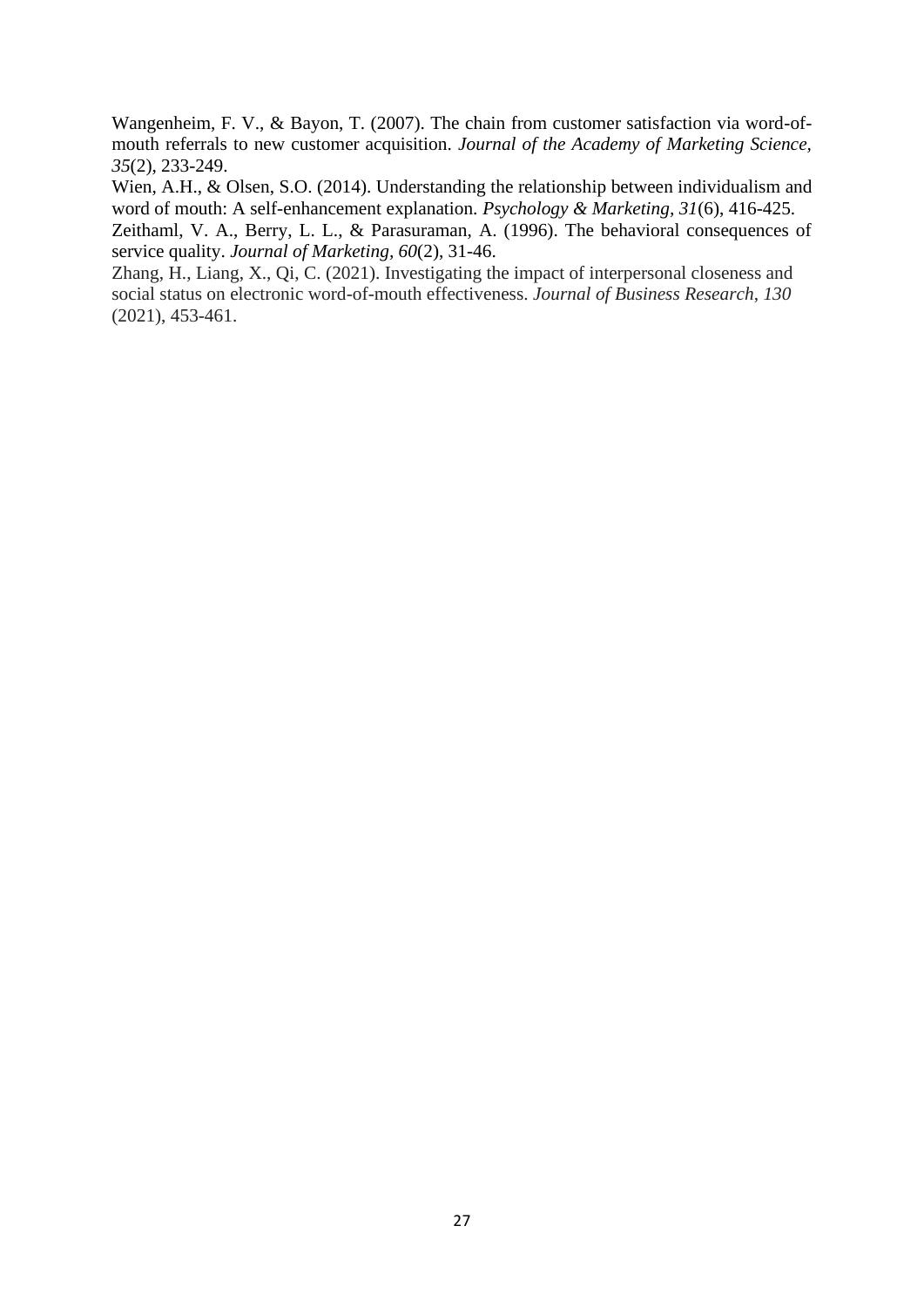Wangenheim, F. V., & Bayon, T. (2007). The chain from customer satisfaction via word-of-mouth referrals to new customer acquisition. *Journal of the Academy of Marketing Science, 35*(2), 233-249.

Wien, A.H., & Olsen, S.O. (2014). Understanding the relationship between individualism and word of mouth: A self-enhancement explanation. *Psychology & Marketing, 31*(6), 416-425.

Zeithaml, V. A., Berry, L. L., & Parasuraman, A. (1996). The behavioral consequences of service quality. *Journal of Marketing, 60*(2), 31-46.

Zhang, H., Liang, X., Qi, C. (2021). Investigating the impact of interpersonal closeness and social status on electronic word-of-mouth effectiveness. *Journal of Business Research, 130* (2021), 453-461.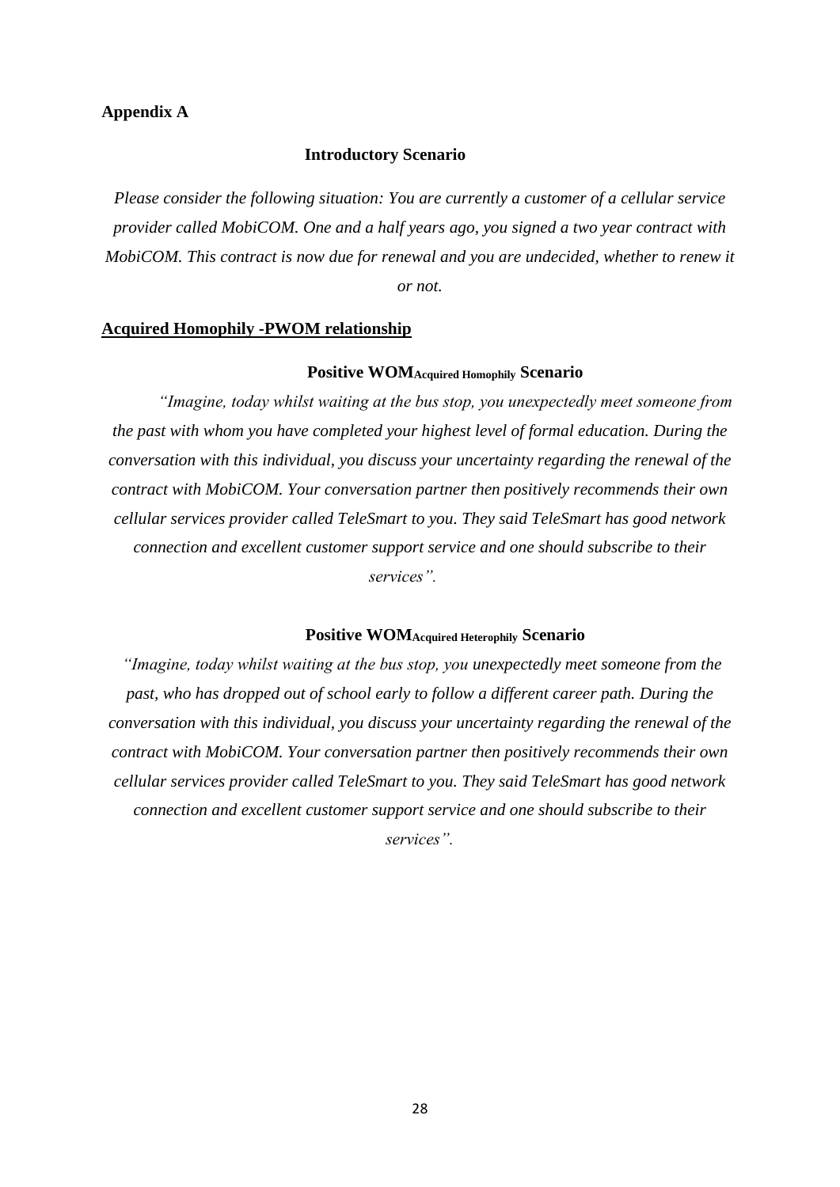## Appendix A

### Introductory Scenario

*Please consider the following situation: You are currently a customer of a cellular service provider called MobiCOM. One and a half years ago, you signed a two year contract with MobiCOM. This contract is now due for renewal and you are undecided, whether to renew it or not.*

**Acquired Homophily -PWOM relationship**

#### Positive WOM$_{\text{Acquired Homophily}}$ Scenario

*"Imagine, today whilst waiting at the bus stop, you unexpectedly meet someone from the past with whom you have completed your highest level of formal education. During the conversation with this individual, you discuss your uncertainty regarding the renewal of the contract with MobiCOM. Your conversation partner then positively recommends their own cellular services provider called TeleSmart to you. They said TeleSmart has good network connection and excellent customer support service and one should subscribe to their services".*

#### Positive WOM$_{\text{Acquired Heterophily}}$ Scenario

*"Imagine, today whilst waiting at the bus stop, you unexpectedly meet someone from the past, who has dropped out of school early to follow a different career path. During the conversation with this individual, you discuss your uncertainty regarding the renewal of the contract with MobiCOM. Your conversation partner then positively recommends their own cellular services provider called TeleSmart to you. They said TeleSmart has good network connection and excellent customer support service and one should subscribe to their services".*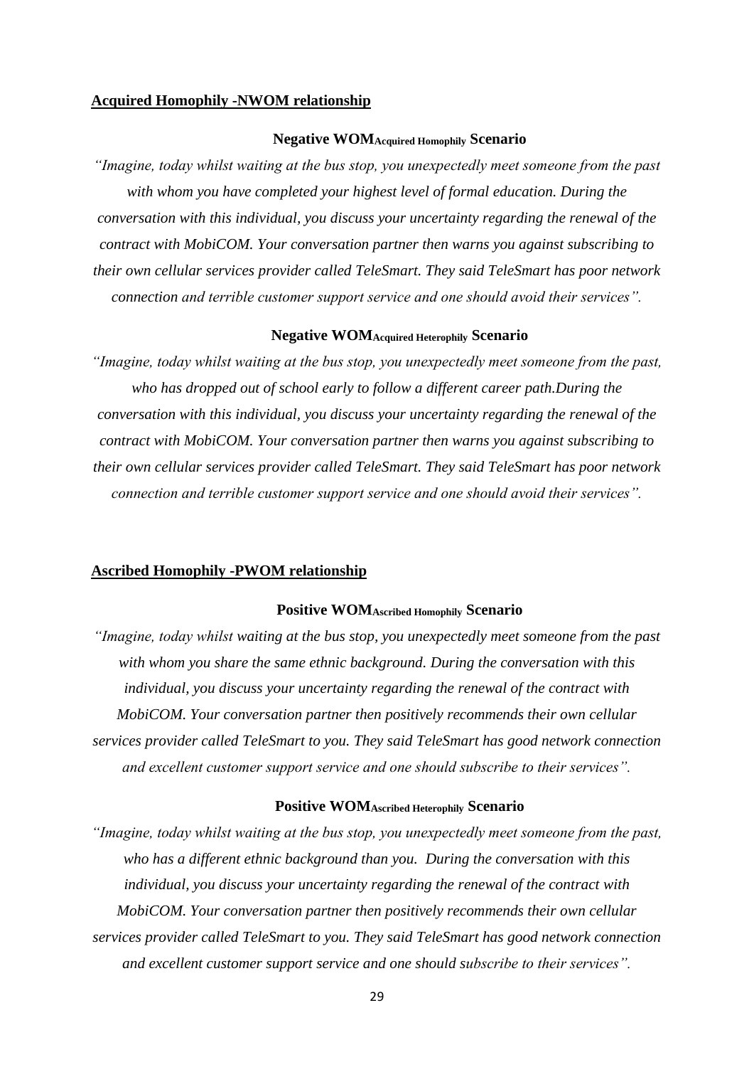**Acquired Homophily -NWOM relationship**

**Negative WOM$_{\text{Acquired Homophily}}$ Scenario**

*"Imagine, today whilst waiting at the bus stop, you unexpectedly meet someone from the past with whom you have completed your highest level of formal education. During the conversation with this individual, you discuss your uncertainty regarding the renewal of the contract with MobiCOM. Your conversation partner then warns you against subscribing to their own cellular services provider called TeleSmart. They said TeleSmart has poor network connection and terrible customer support service and one should avoid their services".*

**Negative WOM$_{\text{Acquired Heterophily}}$ Scenario**

*"Imagine, today whilst waiting at the bus stop, you unexpectedly meet someone from the past, who has dropped out of school early to follow a different career path.During the conversation with this individual, you discuss your uncertainty regarding the renewal of the contract with MobiCOM. Your conversation partner then warns you against subscribing to their own cellular services provider called TeleSmart. They said TeleSmart has poor network connection and terrible customer support service and one should avoid their services".*

**Ascribed Homophily -PWOM relationship**

**Positive WOM$_{\text{Ascribed Homophily}}$ Scenario**

*"Imagine, today whilst waiting at the bus stop, you unexpectedly meet someone from the past with whom you share the same ethnic background. During the conversation with this individual, you discuss your uncertainty regarding the renewal of the contract with MobiCOM. Your conversation partner then positively recommends their own cellular services provider called TeleSmart to you. They said TeleSmart has good network connection and excellent customer support service and one should subscribe to their services".*

**Positive WOM$_{\text{Ascribed Heterophily}}$ Scenario**

*"Imagine, today whilst waiting at the bus stop, you unexpectedly meet someone from the past, who has a different ethnic background than you. During the conversation with this individual, you discuss your uncertainty regarding the renewal of the contract with MobiCOM. Your conversation partner then positively recommends their own cellular services provider called TeleSmart to you. They said TeleSmart has good network connection and excellent customer support service and one should subscribe to their services".*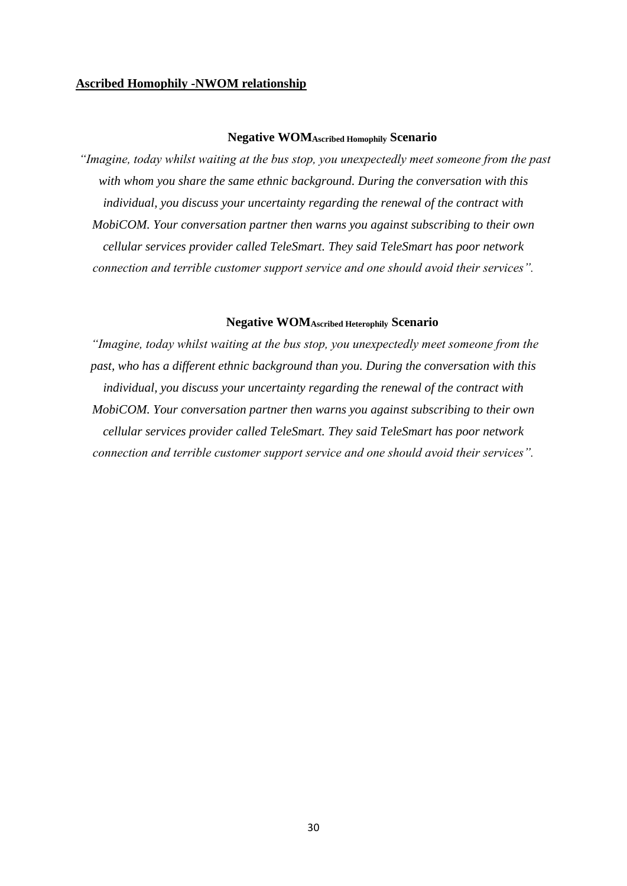**Ascribed Homophily -NWOM relationship**

**Negative WOM$_{\text{Ascribed Homophily}}$ Scenario**

*"Imagine, today whilst waiting at the bus stop, you unexpectedly meet someone from the past with whom you share the same ethnic background. During the conversation with this individual, you discuss your uncertainty regarding the renewal of the contract with MobiCOM. Your conversation partner then warns you against subscribing to their own cellular services provider called TeleSmart. They said TeleSmart has poor network connection and terrible customer support service and one should avoid their services".*

**Negative WOM$_{\text{Ascribed Heterophily}}$ Scenario**

*"Imagine, today whilst waiting at the bus stop, you unexpectedly meet someone from the past, who has a different ethnic background than you. During the conversation with this individual, you discuss your uncertainty regarding the renewal of the contract with MobiCOM. Your conversation partner then warns you against subscribing to their own cellular services provider called TeleSmart. They said TeleSmart has poor network connection and terrible customer support service and one should avoid their services".*